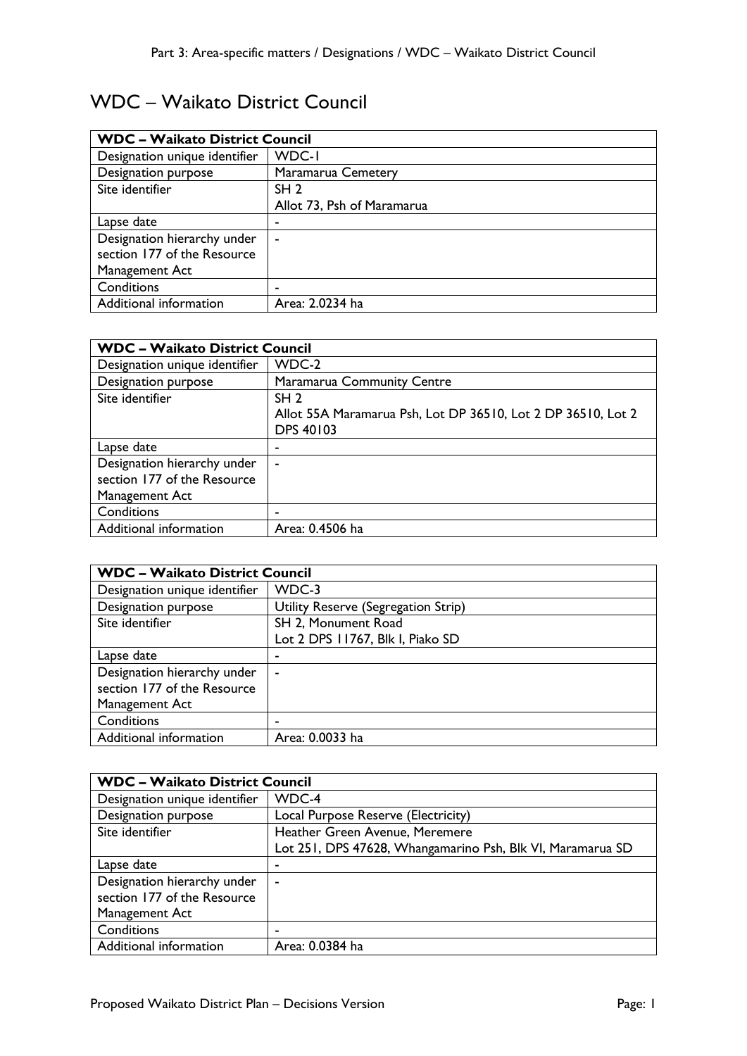# WDC – Waikato District Council

| WDC – Waikato District Council | |
|---|---|
| Designation unique identifier | WDC-1 |
| Designation purpose | Maramarua Cemetery |
| Site identifier | SH 2<br>Allot 73, Psh of Maramarua |
| Lapse date | - |
| Designation hierarchy under section 177 of the Resource Management Act | - |
| Conditions | - |
| Additional information | Area: 2.0234 ha |

| WDC – Waikato District Council | |
|---|---|
| Designation unique identifier | WDC-2 |
| Designation purpose | Maramarua Community Centre |
| Site identifier | SH 2<br>Allot 55A Maramarua Psh, Lot DP 36510, Lot 2 DP 36510, Lot 2 DPS 40103 |
| Lapse date | - |
| Designation hierarchy under section 177 of the Resource Management Act | - |
| Conditions | - |
| Additional information | Area: 0.4506 ha |

| WDC – Waikato District Council | |
|---|---|
| Designation unique identifier | WDC-3 |
| Designation purpose | Utility Reserve (Segregation Strip) |
| Site identifier | SH 2, Monument Road<br>Lot 2 DPS 11767, Blk I, Piako SD |
| Lapse date | - |
| Designation hierarchy under section 177 of the Resource Management Act | - |
| Conditions | - |
| Additional information | Area: 0.0033 ha |

| WDC – Waikato District Council | |
|---|---|
| Designation unique identifier | WDC-4 |
| Designation purpose | Local Purpose Reserve (Electricity) |
| Site identifier | Heather Green Avenue, Meremere<br>Lot 251, DPS 47628, Whangamarino Psh, Blk VI, Maramarua SD |
| Lapse date | - |
| Designation hierarchy under section 177 of the Resource Management Act | - |
| Conditions | - |
| Additional information | Area: 0.0384 ha |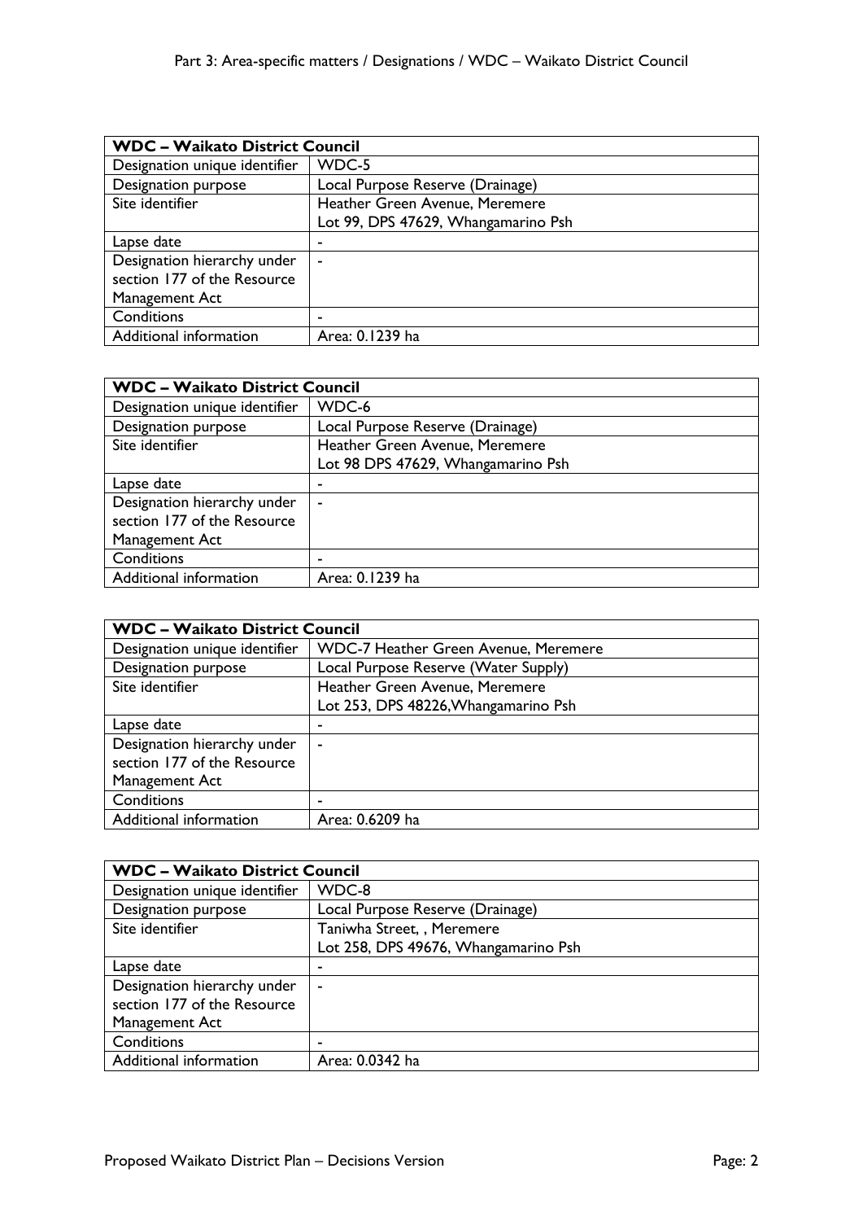| WDC – Waikato District Council | |
|---|---|
| Designation unique identifier | WDC-5 |
| Designation purpose | Local Purpose Reserve (Drainage) |
| Site identifier | Heather Green Avenue, Meremere<br>Lot 99, DPS 47629, Whangamarino Psh |
| Lapse date | - |
| Designation hierarchy under section 177 of the Resource Management Act | - |
| Conditions | - |
| Additional information | Area: 0.1239 ha |

| WDC – Waikato District Council | |
|---|---|
| Designation unique identifier | WDC-6 |
| Designation purpose | Local Purpose Reserve (Drainage) |
| Site identifier | Heather Green Avenue, Meremere<br>Lot 98 DPS 47629, Whangamarino Psh |
| Lapse date | - |
| Designation hierarchy under section 177 of the Resource Management Act | - |
| Conditions | - |
| Additional information | Area: 0.1239 ha |

| WDC – Waikato District Council | |
|---|---|
| Designation unique identifier | WDC-7 Heather Green Avenue, Meremere |
| Designation purpose | Local Purpose Reserve (Water Supply) |
| Site identifier | Heather Green Avenue, Meremere<br>Lot 253, DPS 48226,Whangamarino Psh |
| Lapse date | - |
| Designation hierarchy under section 177 of the Resource Management Act | - |
| Conditions | - |
| Additional information | Area: 0.6209 ha |

| WDC – Waikato District Council | |
|---|---|
| Designation unique identifier | WDC-8 |
| Designation purpose | Local Purpose Reserve (Drainage) |
| Site identifier | Taniwha Street, , Meremere<br>Lot 258, DPS 49676, Whangamarino Psh |
| Lapse date | - |
| Designation hierarchy under section 177 of the Resource Management Act | - |
| Conditions | - |
| Additional information | Area: 0.0342 ha |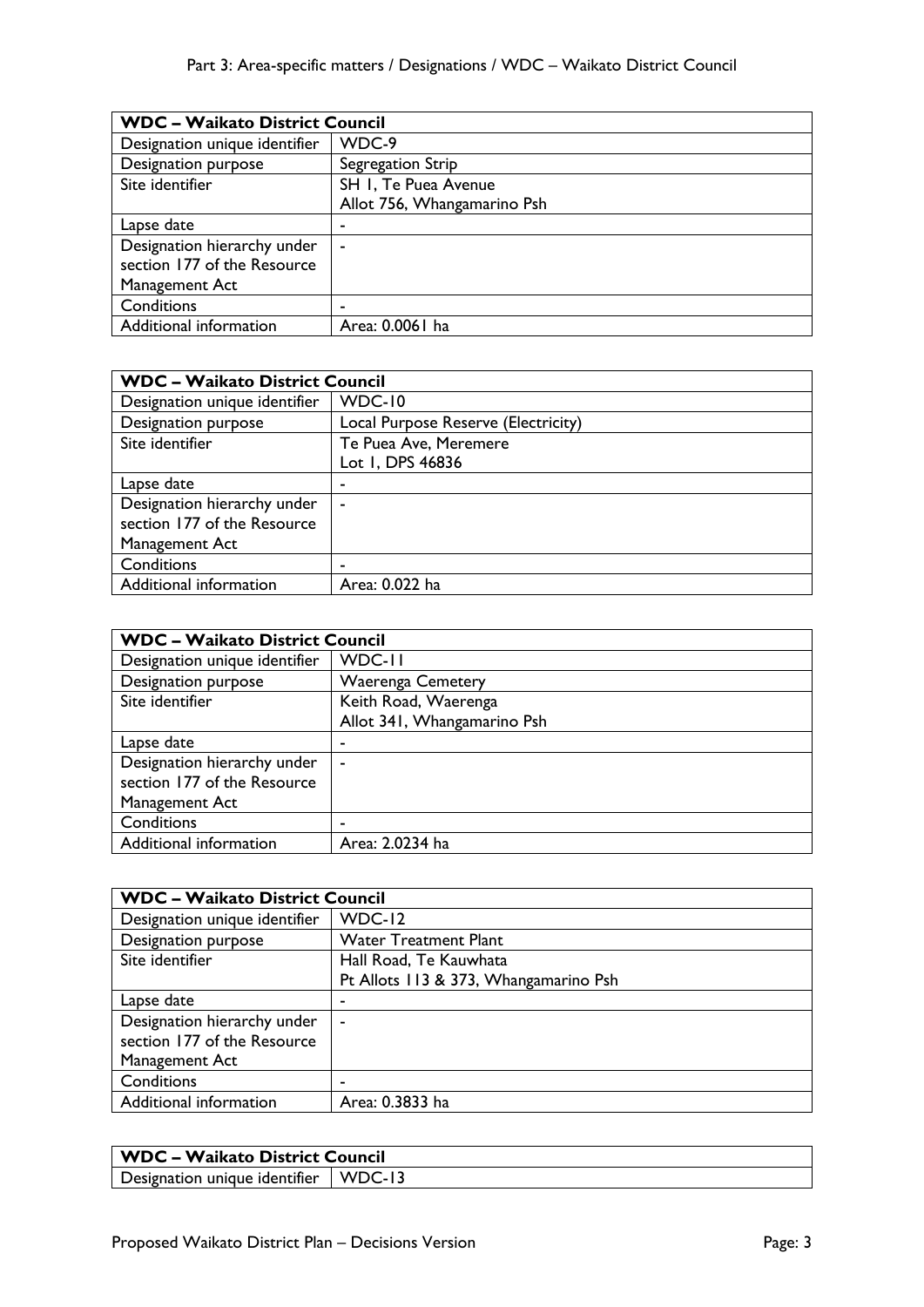| WDC – Waikato District Council | |
|---|---|
| Designation unique identifier | WDC-9 |
| Designation purpose | Segregation Strip |
| Site identifier | SH 1, Te Puea Avenue<br>Allot 756, Whangamarino Psh |
| Lapse date | - |
| Designation hierarchy under section 177 of the Resource Management Act | - |
| Conditions | - |
| Additional information | Area: 0.0061 ha |

| WDC – Waikato District Council | |
|---|---|
| Designation unique identifier | WDC-10 |
| Designation purpose | Local Purpose Reserve (Electricity) |
| Site identifier | Te Puea Ave, Meremere<br>Lot 1, DPS 46836 |
| Lapse date | - |
| Designation hierarchy under section 177 of the Resource Management Act | - |
| Conditions | - |
| Additional information | Area: 0.022 ha |

| WDC – Waikato District Council | |
|---|---|
| Designation unique identifier | WDC-11 |
| Designation purpose | Waerenga Cemetery |
| Site identifier | Keith Road, Waerenga<br>Allot 341, Whangamarino Psh |
| Lapse date | - |
| Designation hierarchy under section 177 of the Resource Management Act | - |
| Conditions | - |
| Additional information | Area: 2.0234 ha |

| WDC – Waikato District Council | |
|---|---|
| Designation unique identifier | WDC-12 |
| Designation purpose | Water Treatment Plant |
| Site identifier | Hall Road, Te Kauwhata<br>Pt Allots 113 & 373, Whangamarino Psh |
| Lapse date | - |
| Designation hierarchy under section 177 of the Resource Management Act | - |
| Conditions | - |
| Additional information | Area: 0.3833 ha |

| WDC – Waikato District Council | |
|---|---|
| Designation unique identifier | WDC-13 |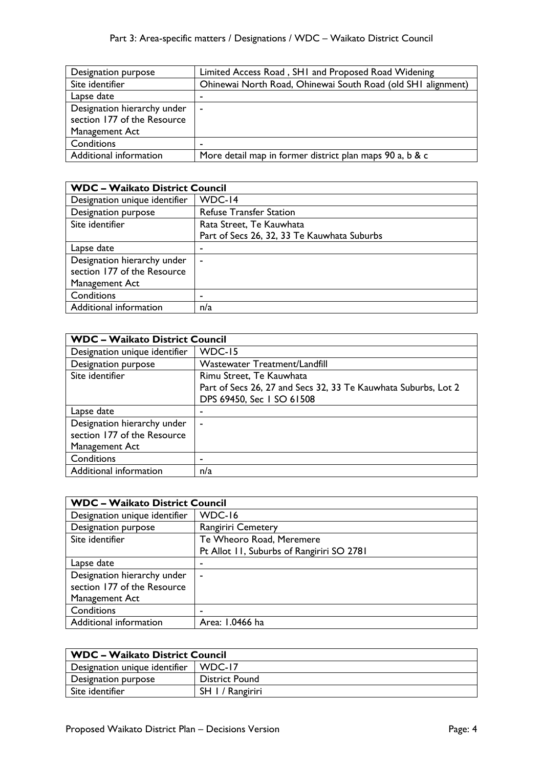| Designation purpose | Limited Access Road , SH1 and Proposed Road Widening |
|---|---|
| Site identifier | Ohinewai North Road, Ohinewai South Road (old SH1 alignment) |
| Lapse date | - |
| Designation hierarchy under section 177 of the Resource Management Act | - |
| Conditions | - |
| Additional information | More detail map in former district plan maps 90 a, b & c |

| **WDC – Waikato District Council** | |
|---|---|
| Designation unique identifier | WDC-14 |
| Designation purpose | Refuse Transfer Station |
| Site identifier | Rata Street, Te Kauwhata<br>Part of Secs 26, 32, 33 Te Kauwhata Suburbs |
| Lapse date | - |
| Designation hierarchy under section 177 of the Resource Management Act | - |
| Conditions | - |
| Additional information | n/a |

| **WDC – Waikato District Council** | |
|---|---|
| Designation unique identifier | WDC-15 |
| Designation purpose | Wastewater Treatment/Landfill |
| Site identifier | Rimu Street, Te Kauwhata<br>Part of Secs 26, 27 and Secs 32, 33 Te Kauwhata Suburbs, Lot 2 DPS 69450, Sec 1 SO 61508 |
| Lapse date | - |
| Designation hierarchy under section 177 of the Resource Management Act | - |
| Conditions | - |
| Additional information | n/a |

| **WDC – Waikato District Council** | |
|---|---|
| Designation unique identifier | WDC-16 |
| Designation purpose | Rangiriri Cemetery |
| Site identifier | Te Wheoro Road, Meremere<br>Pt Allot 11, Suburbs of Rangiriri SO 2781 |
| Lapse date | - |
| Designation hierarchy under section 177 of the Resource Management Act | - |
| Conditions | - |
| Additional information | Area: 1.0466 ha |

| **WDC – Waikato District Council** | |
|---|---|
| Designation unique identifier | WDC-17 |
| Designation purpose | District Pound |
| Site identifier | SH 1 / Rangiriri |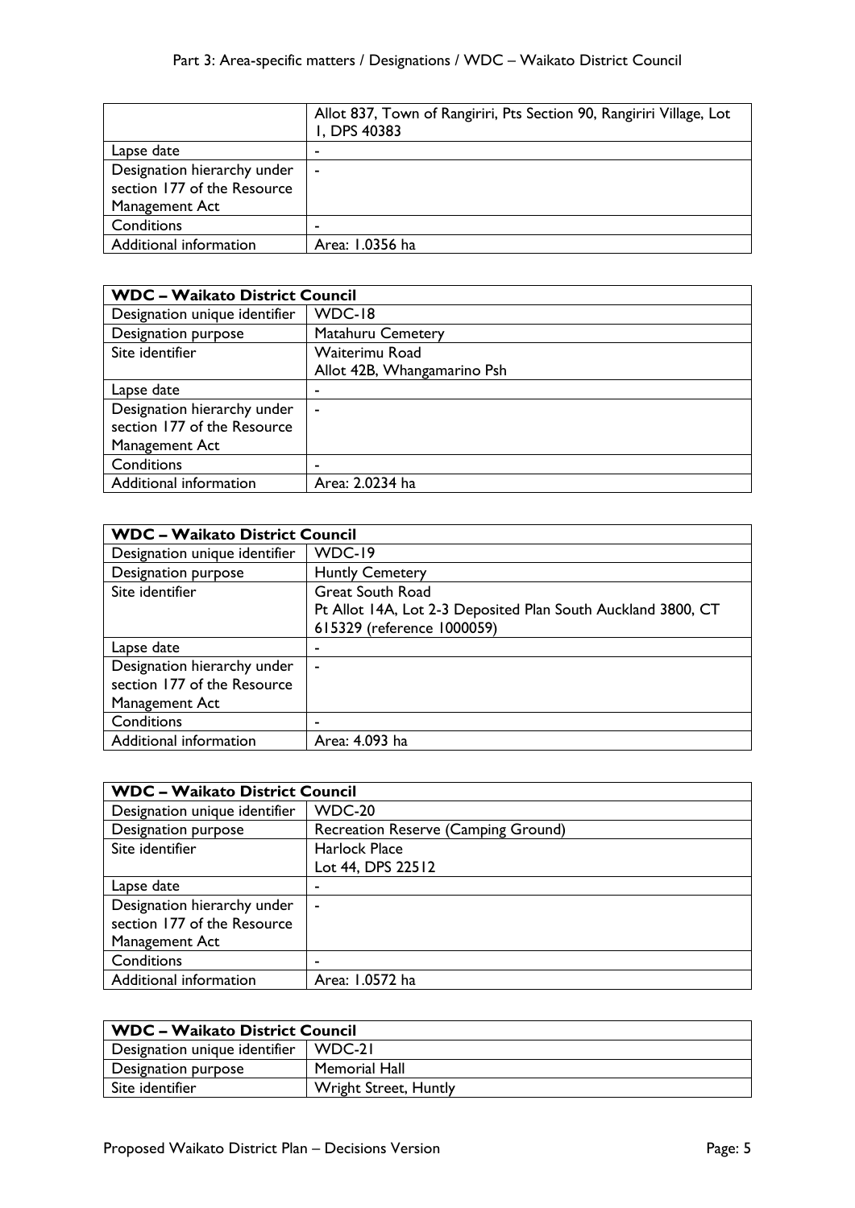| | |
|---|---|
| | Allot 837, Town of Rangiriri, Pts Section 90, Rangiriri Village, Lot 1, DPS 40383 |
| Lapse date | - |
| Designation hierarchy under section 177 of the Resource Management Act | - |
| Conditions | - |
| Additional information | Area: 1.0356 ha |

| WDC – Waikato District Council | |
|---|---|
| Designation unique identifier | WDC-18 |
| Designation purpose | Matahuru Cemetery |
| Site identifier | Waiterimu Road<br>Allot 42B, Whangamarino Psh |
| Lapse date | - |
| Designation hierarchy under section 177 of the Resource Management Act | - |
| Conditions | - |
| Additional information | Area: 2.0234 ha |

| WDC – Waikato District Council | |
|---|---|
| Designation unique identifier | WDC-19 |
| Designation purpose | Huntly Cemetery |
| Site identifier | Great South Road<br>Pt Allot 14A, Lot 2-3 Deposited Plan South Auckland 3800, CT 615329 (reference 1000059) |
| Lapse date | - |
| Designation hierarchy under section 177 of the Resource Management Act | - |
| Conditions | - |
| Additional information | Area: 4.093 ha |

| WDC – Waikato District Council | |
|---|---|
| Designation unique identifier | WDC-20 |
| Designation purpose | Recreation Reserve (Camping Ground) |
| Site identifier | Harlock Place<br>Lot 44, DPS 22512 |
| Lapse date | - |
| Designation hierarchy under section 177 of the Resource Management Act | - |
| Conditions | - |
| Additional information | Area: 1.0572 ha |

| WDC – Waikato District Council | |
|---|---|
| Designation unique identifier | WDC-21 |
| Designation purpose | Memorial Hall |
| Site identifier | Wright Street, Huntly |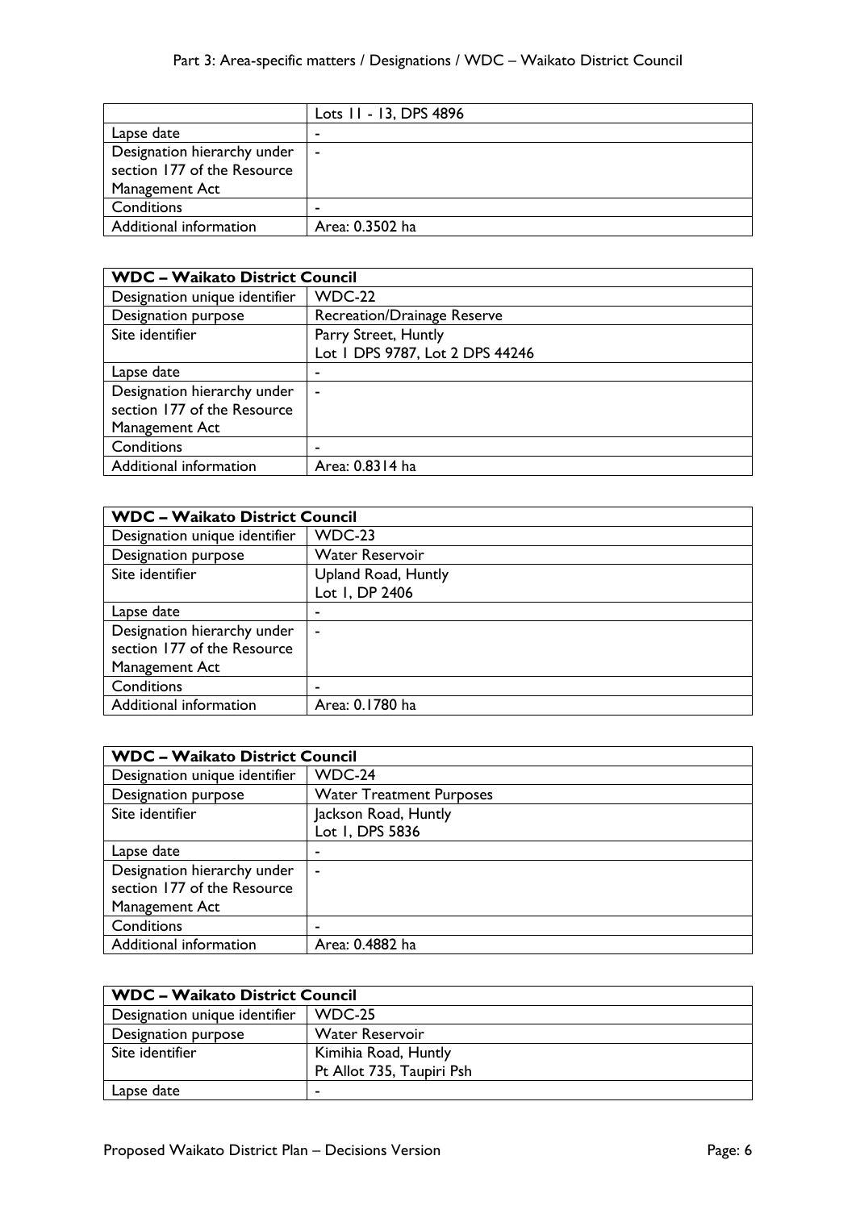| | Lots 11 - 13, DPS 4896 |
|---|---|
| Lapse date | - |
| Designation hierarchy under section 177 of the Resource Management Act | - |
| Conditions | - |
| Additional information | Area: 0.3502 ha |

| **WDC – Waikato District Council** | |
|---|---|
| Designation unique identifier | WDC-22 |
| Designation purpose | Recreation/Drainage Reserve |
| Site identifier | Parry Street, Huntly<br>Lot 1 DPS 9787, Lot 2 DPS 44246 |
| Lapse date | - |
| Designation hierarchy under section 177 of the Resource Management Act | - |
| Conditions | - |
| Additional information | Area: 0.8314 ha |

| **WDC – Waikato District Council** | |
|---|---|
| Designation unique identifier | WDC-23 |
| Designation purpose | Water Reservoir |
| Site identifier | Upland Road, Huntly<br>Lot 1, DP 2406 |
| Lapse date | - |
| Designation hierarchy under section 177 of the Resource Management Act | - |
| Conditions | - |
| Additional information | Area: 0.1780 ha |

| **WDC – Waikato District Council** | |
|---|---|
| Designation unique identifier | WDC-24 |
| Designation purpose | Water Treatment Purposes |
| Site identifier | Jackson Road, Huntly<br>Lot 1, DPS 5836 |
| Lapse date | - |
| Designation hierarchy under section 177 of the Resource Management Act | - |
| Conditions | - |
| Additional information | Area: 0.4882 ha |

| **WDC – Waikato District Council** | |
|---|---|
| Designation unique identifier | WDC-25 |
| Designation purpose | Water Reservoir |
| Site identifier | Kimihia Road, Huntly<br>Pt Allot 735, Taupiri Psh |
| Lapse date | - |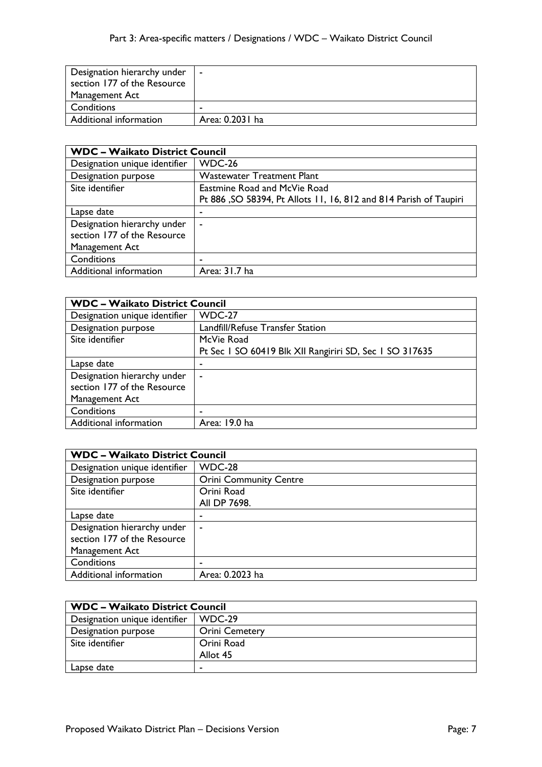| | |
|---|---|
| Designation hierarchy under section 177 of the Resource Management Act | - |
| Conditions | - |
| Additional information | Area: 0.2031 ha |

| WDC – Waikato District Council | |
|---|---|
| Designation unique identifier | WDC-26 |
| Designation purpose | Wastewater Treatment Plant |
| Site identifier | Eastmine Road and McVie Road<br>Pt 886 ,SO 58394, Pt Allots 11, 16, 812 and 814 Parish of Taupiri |
| Lapse date | - |
| Designation hierarchy under section 177 of the Resource Management Act | - |
| Conditions | - |
| Additional information | Area: 31.7 ha |

| WDC – Waikato District Council | |
|---|---|
| Designation unique identifier | WDC-27 |
| Designation purpose | Landfill/Refuse Transfer Station |
| Site identifier | McVie Road<br>Pt Sec 1 SO 60419 Blk XII Rangiriri SD, Sec 1 SO 317635 |
| Lapse date | - |
| Designation hierarchy under section 177 of the Resource Management Act | - |
| Conditions | - |
| Additional information | Area: 19.0 ha |

| WDC – Waikato District Council | |
|---|---|
| Designation unique identifier | WDC-28 |
| Designation purpose | Orini Community Centre |
| Site identifier | Orini Road<br>All DP 7698. |
| Lapse date | - |
| Designation hierarchy under section 177 of the Resource Management Act | - |
| Conditions | - |
| Additional information | Area: 0.2023 ha |

| WDC – Waikato District Council | |
|---|---|
| Designation unique identifier | WDC-29 |
| Designation purpose | Orini Cemetery |
| Site identifier | Orini Road<br>Allot 45 |
| Lapse date | - |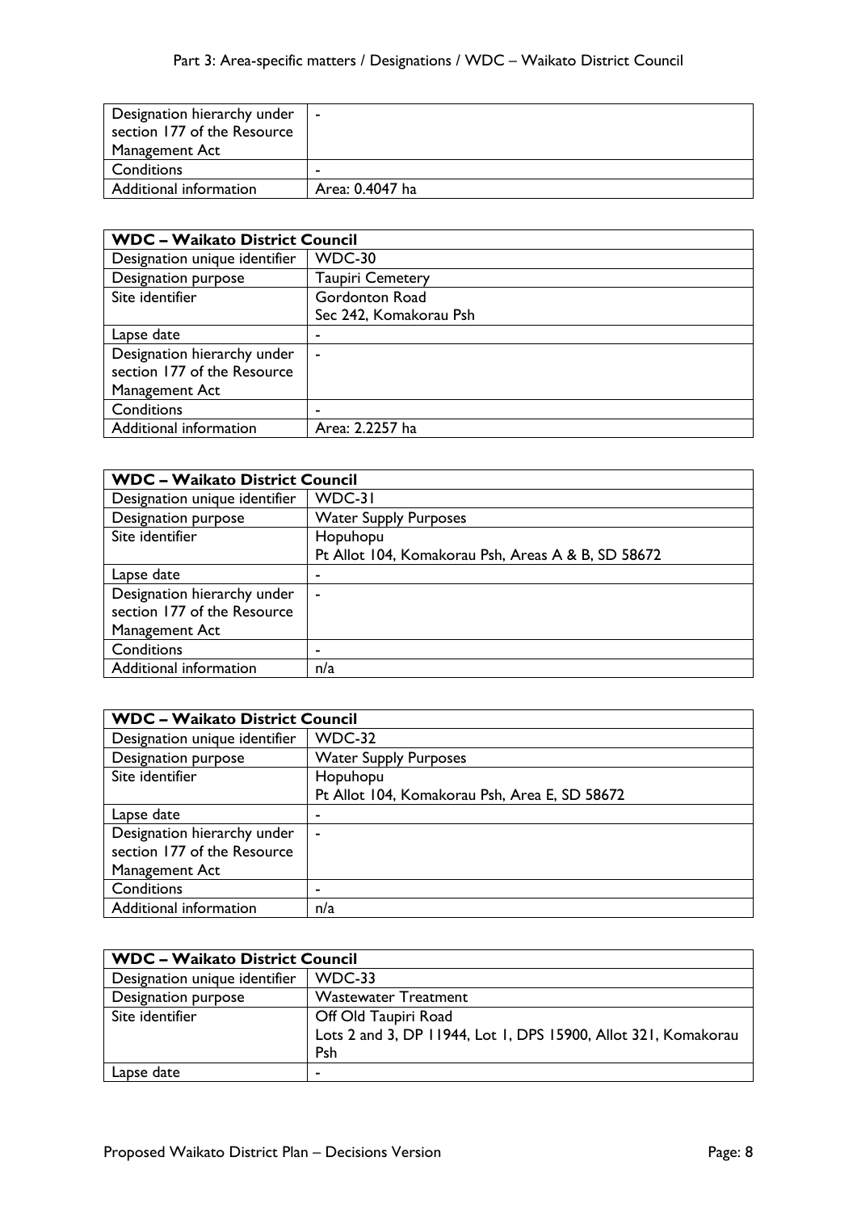| Designation hierarchy under section 177 of the Resource Management Act | - |
|---|---|
| Conditions | - |
| Additional information | Area: 0.4047 ha |

| WDC – Waikato District Council | |
|---|---|
| Designation unique identifier | WDC-30 |
| Designation purpose | Taupiri Cemetery |
| Site identifier | Gordonton Road<br>Sec 242, Komakorau Psh |
| Lapse date | - |
| Designation hierarchy under section 177 of the Resource Management Act | - |
| Conditions | - |
| Additional information | Area: 2.2257 ha |

| WDC – Waikato District Council | |
|---|---|
| Designation unique identifier | WDC-31 |
| Designation purpose | Water Supply Purposes |
| Site identifier | Hopuhopu<br>Pt Allot 104, Komakorau Psh, Areas A & B, SD 58672 |
| Lapse date | - |
| Designation hierarchy under section 177 of the Resource Management Act | - |
| Conditions | - |
| Additional information | n/a |

| WDC – Waikato District Council | |
|---|---|
| Designation unique identifier | WDC-32 |
| Designation purpose | Water Supply Purposes |
| Site identifier | Hopuhopu<br>Pt Allot 104, Komakorau Psh, Area E, SD 58672 |
| Lapse date | - |
| Designation hierarchy under section 177 of the Resource Management Act | - |
| Conditions | - |
| Additional information | n/a |

| WDC – Waikato District Council | |
|---|---|
| Designation unique identifier | WDC-33 |
| Designation purpose | Wastewater Treatment |
| Site identifier | Off Old Taupiri Road<br>Lots 2 and 3, DP 11944, Lot 1, DPS 15900, Allot 321, Komakorau Psh |
| Lapse date | - |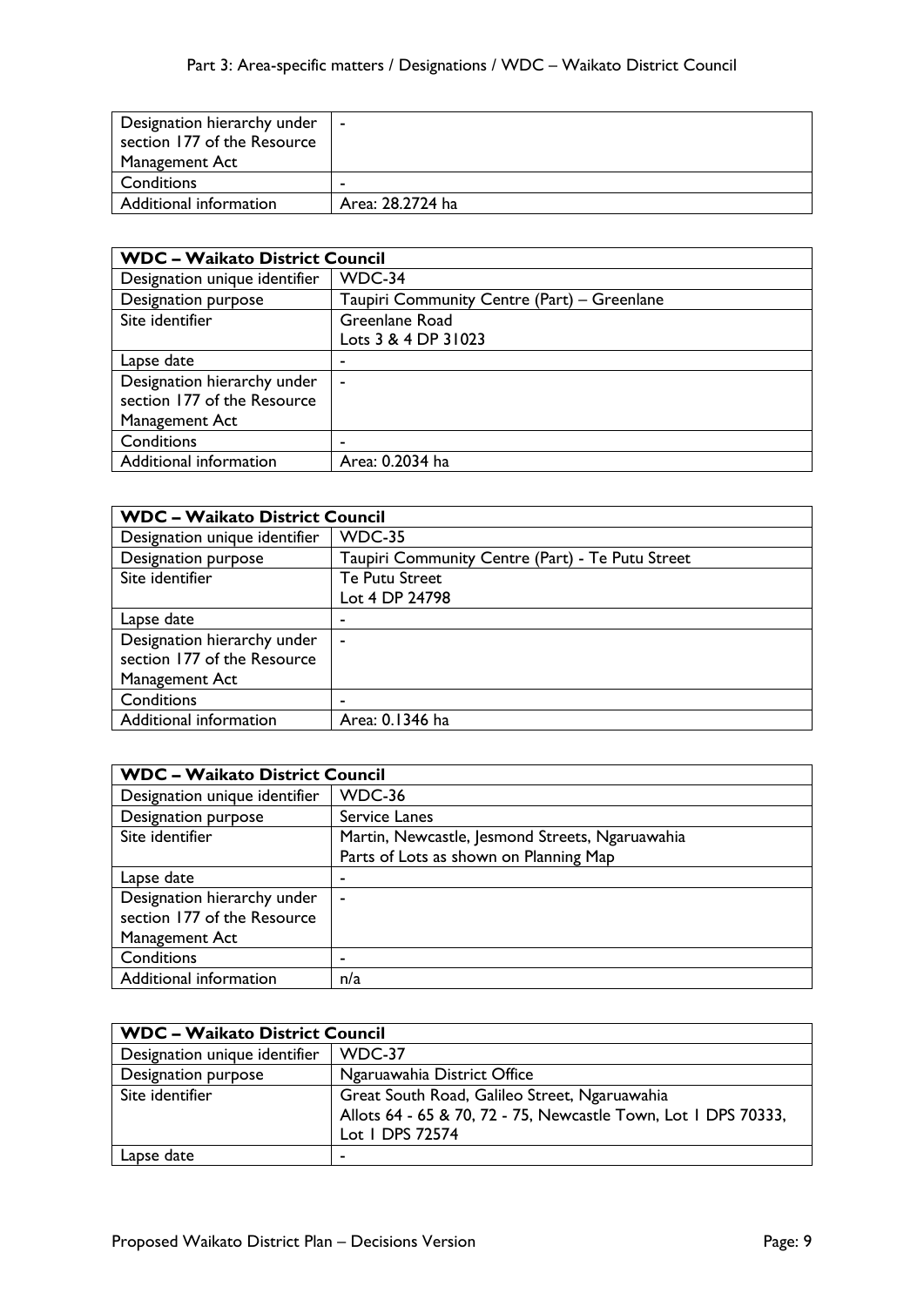| | |
|---|---|
| Designation hierarchy under section 177 of the Resource Management Act | - |
| Conditions | - |
| Additional information | Area: 28.2724 ha |

| **WDC – Waikato District Council** | |
|---|---|
| Designation unique identifier | WDC-34 |
| Designation purpose | Taupiri Community Centre (Part) – Greenlane |
| Site identifier | Greenlane Road<br>Lots 3 & 4 DP 31023 |
| Lapse date | - |
| Designation hierarchy under section 177 of the Resource Management Act | - |
| Conditions | - |
| Additional information | Area: 0.2034 ha |

| **WDC – Waikato District Council** | |
|---|---|
| Designation unique identifier | WDC-35 |
| Designation purpose | Taupiri Community Centre (Part) - Te Putu Street |
| Site identifier | Te Putu Street<br>Lot 4 DP 24798 |
| Lapse date | - |
| Designation hierarchy under section 177 of the Resource Management Act | - |
| Conditions | - |
| Additional information | Area: 0.1346 ha |

| **WDC – Waikato District Council** | |
|---|---|
| Designation unique identifier | WDC-36 |
| Designation purpose | Service Lanes |
| Site identifier | Martin, Newcastle, Jesmond Streets, Ngaruawahia<br>Parts of Lots as shown on Planning Map |
| Lapse date | - |
| Designation hierarchy under section 177 of the Resource Management Act | - |
| Conditions | - |
| Additional information | n/a |

| **WDC – Waikato District Council** | |
|---|---|
| Designation unique identifier | WDC-37 |
| Designation purpose | Ngaruawahia District Office |
| Site identifier | Great South Road, Galileo Street, Ngaruawahia<br>Allots 64 - 65 & 70, 72 - 75, Newcastle Town, Lot 1 DPS 70333, Lot 1 DPS 72574 |
| Lapse date | - |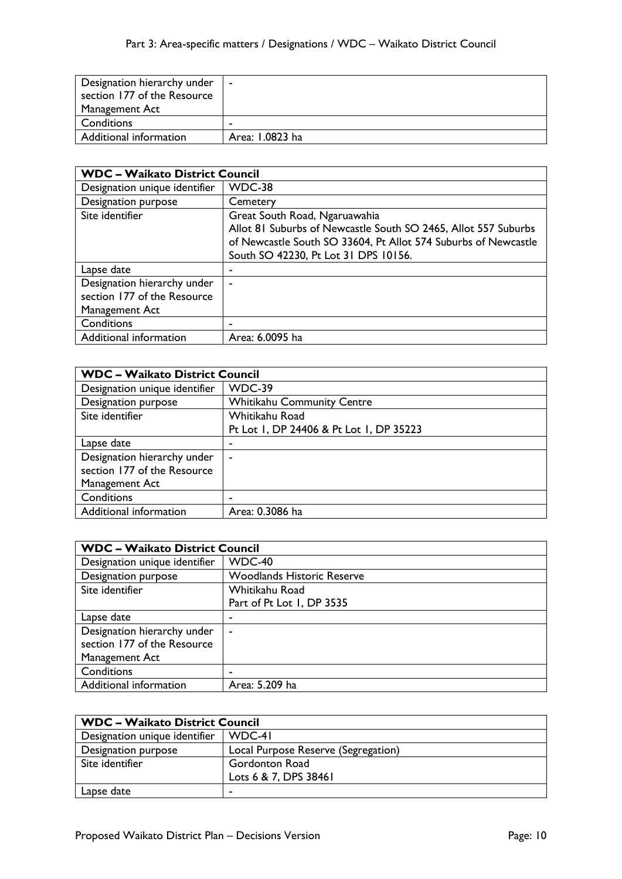| | |
|---|---|
| Designation hierarchy under section 177 of the Resource Management Act | - |
| Conditions | - |
| Additional information | Area: 1.0823 ha |

| WDC – Waikato District Council | |
|---|---|
| Designation unique identifier | WDC-38 |
| Designation purpose | Cemetery |
| Site identifier | Great South Road, Ngaruawahia<br>Allot 81 Suburbs of Newcastle South SO 2465, Allot 557 Suburbs of Newcastle South SO 33604, Pt Allot 574 Suburbs of Newcastle South SO 42230, Pt Lot 31 DPS 10156. |
| Lapse date | - |
| Designation hierarchy under section 177 of the Resource Management Act | - |
| Conditions | - |
| Additional information | Area: 6.0095 ha |

| WDC – Waikato District Council | |
|---|---|
| Designation unique identifier | WDC-39 |
| Designation purpose | Whitikahu Community Centre |
| Site identifier | Whitikahu Road<br>Pt Lot 1, DP 24406 & Pt Lot 1, DP 35223 |
| Lapse date | - |
| Designation hierarchy under section 177 of the Resource Management Act | - |
| Conditions | - |
| Additional information | Area: 0.3086 ha |

| WDC – Waikato District Council | |
|---|---|
| Designation unique identifier | WDC-40 |
| Designation purpose | Woodlands Historic Reserve |
| Site identifier | Whitikahu Road<br>Part of Pt Lot 1, DP 3535 |
| Lapse date | - |
| Designation hierarchy under section 177 of the Resource Management Act | - |
| Conditions | - |
| Additional information | Area: 5.209 ha |

| WDC – Waikato District Council | |
|---|---|
| Designation unique identifier | WDC-41 |
| Designation purpose | Local Purpose Reserve (Segregation) |
| Site identifier | Gordonton Road<br>Lots 6 & 7, DPS 38461 |
| Lapse date | - |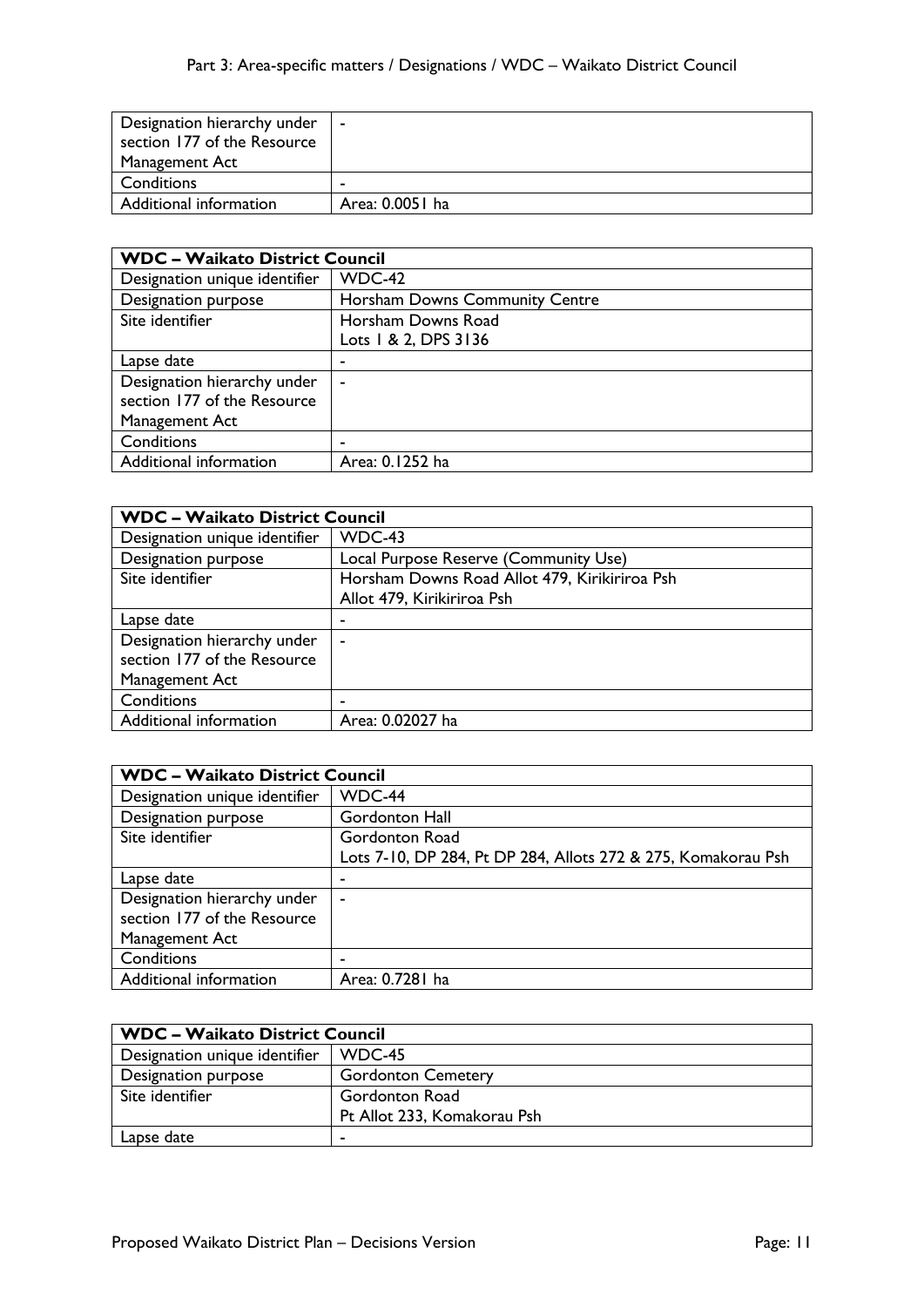| | |
|---|---|
| Designation hierarchy under section 177 of the Resource Management Act | - |
| Conditions | - |
| Additional information | Area: 0.0051 ha |

| WDC – Waikato District Council | |
|---|---|
| Designation unique identifier | WDC-42 |
| Designation purpose | Horsham Downs Community Centre |
| Site identifier | Horsham Downs Road<br>Lots 1 & 2, DPS 3136 |
| Lapse date | - |
| Designation hierarchy under section 177 of the Resource Management Act | - |
| Conditions | - |
| Additional information | Area: 0.1252 ha |

| WDC – Waikato District Council | |
|---|---|
| Designation unique identifier | WDC-43 |
| Designation purpose | Local Purpose Reserve (Community Use) |
| Site identifier | Horsham Downs Road Allot 479, Kirikiriroa Psh<br>Allot 479, Kirikiriroa Psh |
| Lapse date | - |
| Designation hierarchy under section 177 of the Resource Management Act | - |
| Conditions | - |
| Additional information | Area: 0.02027 ha |

| WDC – Waikato District Council | |
|---|---|
| Designation unique identifier | WDC-44 |
| Designation purpose | Gordonton Hall |
| Site identifier | Gordonton Road<br>Lots 7-10, DP 284, Pt DP 284, Allots 272 & 275, Komakorau Psh |
| Lapse date | - |
| Designation hierarchy under section 177 of the Resource Management Act | - |
| Conditions | - |
| Additional information | Area: 0.7281 ha |

| WDC – Waikato District Council | |
|---|---|
| Designation unique identifier | WDC-45 |
| Designation purpose | Gordonton Cemetery |
| Site identifier | Gordonton Road<br>Pt Allot 233, Komakorau Psh |
| Lapse date | - |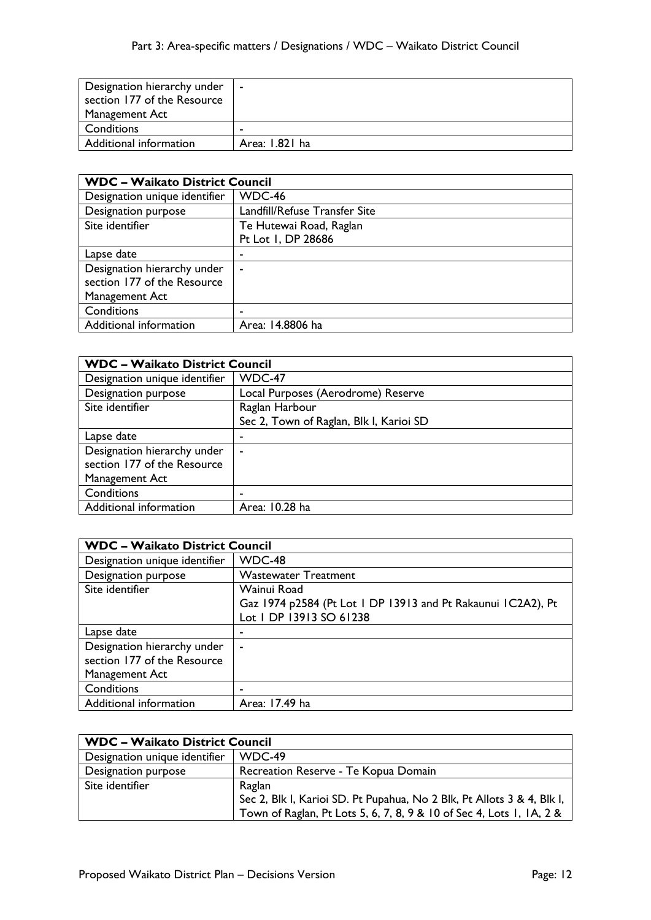| | |
|---|---|
| Designation hierarchy under section 177 of the Resource Management Act | - |
| Conditions | - |
| Additional information | Area: 1.821 ha |

| WDC – Waikato District Council | |
|---|---|
| Designation unique identifier | WDC-46 |
| Designation purpose | Landfill/Refuse Transfer Site |
| Site identifier | Te Hutewai Road, Raglan<br>Pt Lot 1, DP 28686 |
| Lapse date | - |
| Designation hierarchy under section 177 of the Resource Management Act | - |
| Conditions | - |
| Additional information | Area: 14.8806 ha |

| WDC – Waikato District Council | |
|---|---|
| Designation unique identifier | WDC-47 |
| Designation purpose | Local Purposes (Aerodrome) Reserve |
| Site identifier | Raglan Harbour<br>Sec 2, Town of Raglan, Blk I, Karioi SD |
| Lapse date | - |
| Designation hierarchy under section 177 of the Resource Management Act | - |
| Conditions | - |
| Additional information | Area: 10.28 ha |

| WDC – Waikato District Council | |
|---|---|
| Designation unique identifier | WDC-48 |
| Designation purpose | Wastewater Treatment |
| Site identifier | Wainui Road<br>Gaz 1974 p2584 (Pt Lot 1 DP 13913 and Pt Rakaunui 1C2A2), Pt Lot 1 DP 13913 SO 61238 |
| Lapse date | - |
| Designation hierarchy under section 177 of the Resource Management Act | - |
| Conditions | - |
| Additional information | Area: 17.49 ha |

| WDC – Waikato District Council | |
|---|---|
| Designation unique identifier | WDC-49 |
| Designation purpose | Recreation Reserve - Te Kopua Domain |
| Site identifier | Raglan<br>Sec 2, Blk I, Karioi SD. Pt Pupahua, No 2 Blk, Pt Allots 3 & 4, Blk I, Town of Raglan, Pt Lots 5, 6, 7, 8, 9 & 10 of Sec 4, Lots 1, 1A, 2 & |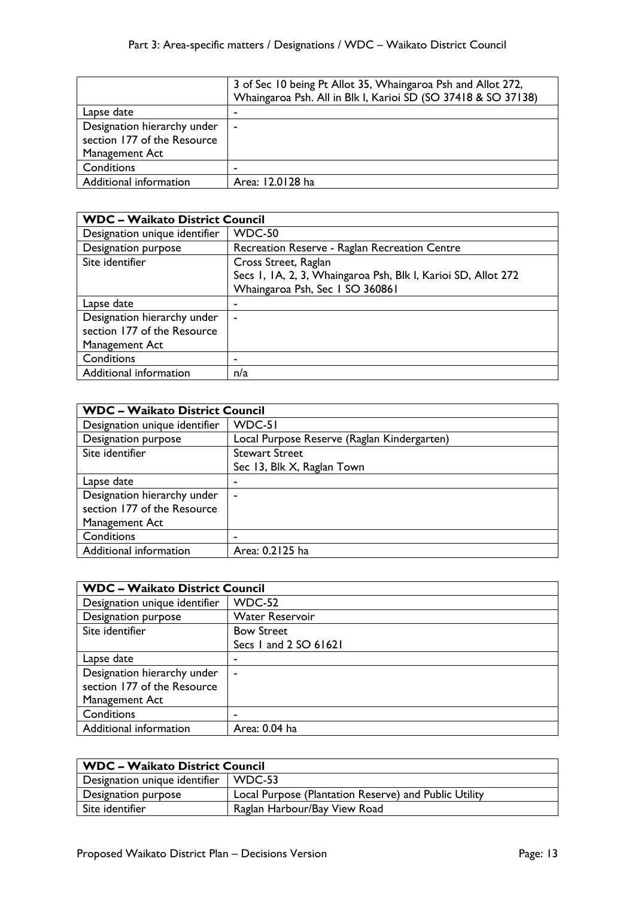| | |
|---|---|
| | 3 of Sec 10 being Pt Allot 35, Whaingaroa Psh and Allot 272, Whaingaroa Psh. All in Blk I, Karioi SD (SO 37418 & SO 37138) |
| Lapse date | - |
| Designation hierarchy under section 177 of the Resource Management Act | - |
| Conditions | - |
| Additional information | Area: 12.0128 ha |

| **WDC – Waikato District Council** | |
|---|---|
| Designation unique identifier | WDC-50 |
| Designation purpose | Recreation Reserve - Raglan Recreation Centre |
| Site identifier | Cross Street, Raglan<br>Secs 1, 1A, 2, 3, Whaingaroa Psh, Blk I, Karioi SD, Allot 272 Whaingaroa Psh, Sec 1 SO 360861 |
| Lapse date | - |
| Designation hierarchy under section 177 of the Resource Management Act | - |
| Conditions | - |
| Additional information | n/a |

| **WDC – Waikato District Council** | |
|---|---|
| Designation unique identifier | WDC-51 |
| Designation purpose | Local Purpose Reserve (Raglan Kindergarten) |
| Site identifier | Stewart Street<br>Sec 13, Blk X, Raglan Town |
| Lapse date | - |
| Designation hierarchy under section 177 of the Resource Management Act | - |
| Conditions | - |
| Additional information | Area: 0.2125 ha |

| **WDC – Waikato District Council** | |
|---|---|
| Designation unique identifier | WDC-52 |
| Designation purpose | Water Reservoir |
| Site identifier | Bow Street<br>Secs 1 and 2 SO 61621 |
| Lapse date | - |
| Designation hierarchy under section 177 of the Resource Management Act | - |
| Conditions | - |
| Additional information | Area: 0.04 ha |

| **WDC – Waikato District Council** | |
|---|---|
| Designation unique identifier | WDC-53 |
| Designation purpose | Local Purpose (Plantation Reserve) and Public Utility |
| Site identifier | Raglan Harbour/Bay View Road |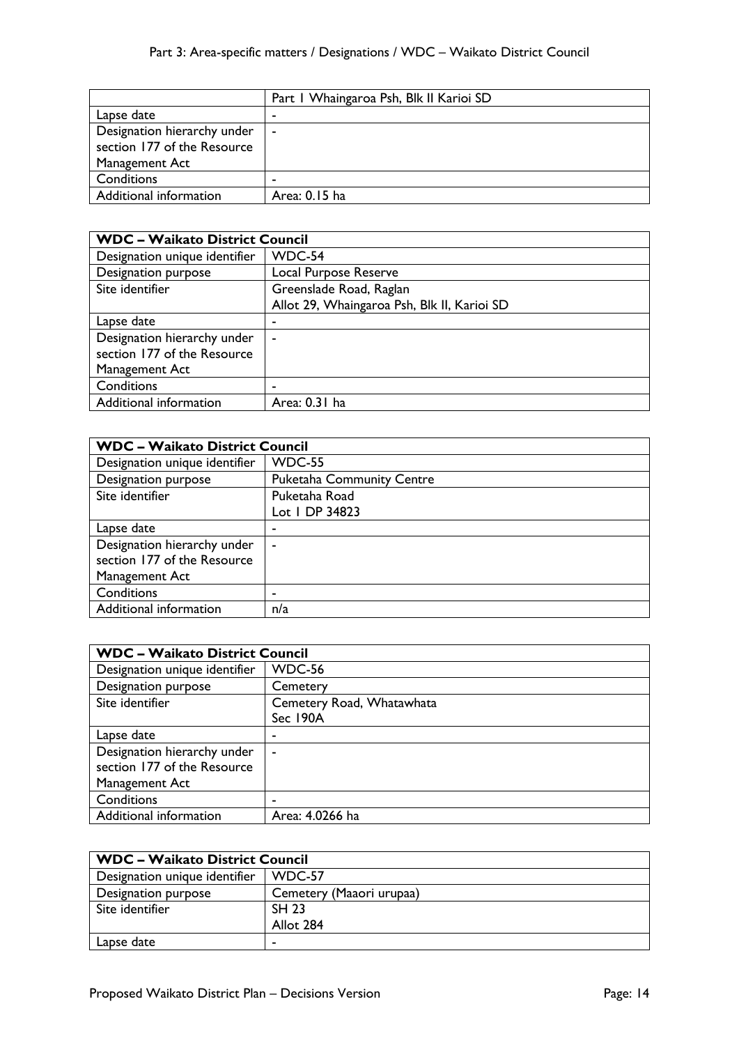| | Part 1 Whaingaroa Psh, Blk II Karioi SD |
|---|---|
| Lapse date | - |
| Designation hierarchy under section 177 of the Resource Management Act | - |
| Conditions | - |
| Additional information | Area: 0.15 ha |

| **WDC – Waikato District Council** | |
|---|---|
| Designation unique identifier | WDC-54 |
| Designation purpose | Local Purpose Reserve |
| Site identifier | Greenslade Road, Raglan<br>Allot 29, Whaingaroa Psh, Blk II, Karioi SD |
| Lapse date | - |
| Designation hierarchy under section 177 of the Resource Management Act | - |
| Conditions | - |
| Additional information | Area: 0.31 ha |

| **WDC – Waikato District Council** | |
|---|---|
| Designation unique identifier | WDC-55 |
| Designation purpose | Puketaha Community Centre |
| Site identifier | Puketaha Road<br>Lot 1 DP 34823 |
| Lapse date | - |
| Designation hierarchy under section 177 of the Resource Management Act | - |
| Conditions | - |
| Additional information | n/a |

| **WDC – Waikato District Council** | |
|---|---|
| Designation unique identifier | WDC-56 |
| Designation purpose | Cemetery |
| Site identifier | Cemetery Road, Whatawhata<br>Sec 190A |
| Lapse date | - |
| Designation hierarchy under section 177 of the Resource Management Act | - |
| Conditions | - |
| Additional information | Area: 4.0266 ha |

| **WDC – Waikato District Council** | |
|---|---|
| Designation unique identifier | WDC-57 |
| Designation purpose | Cemetery (Maaori urupaa) |
| Site identifier | SH 23<br>Allot 284 |
| Lapse date | - |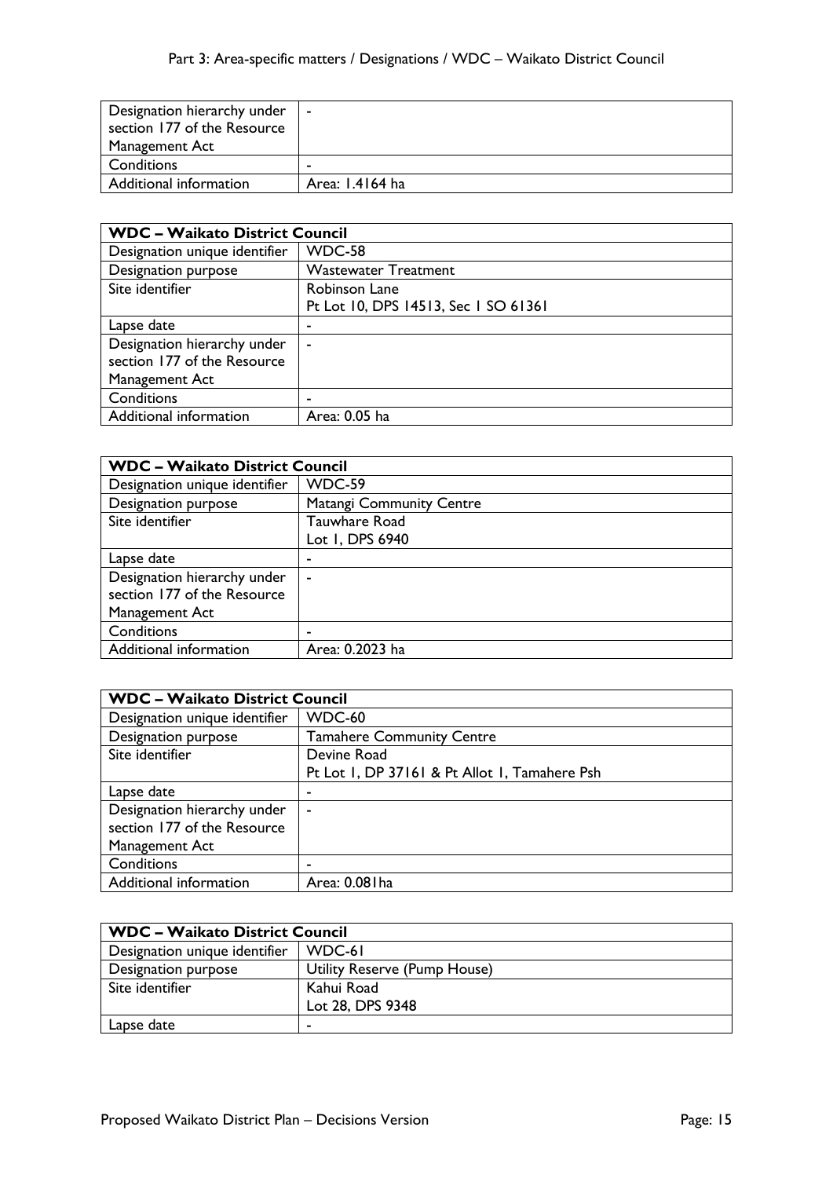| | |
|---|---|
| Designation hierarchy under section 177 of the Resource Management Act | - |
| Conditions | - |
| Additional information | Area: 1.4164 ha |

| **WDC – Waikato District Council** | |
|---|---|
| Designation unique identifier | WDC-58 |
| Designation purpose | Wastewater Treatment |
| Site identifier | Robinson Lane<br>Pt Lot 10, DPS 14513, Sec 1 SO 61361 |
| Lapse date | - |
| Designation hierarchy under section 177 of the Resource Management Act | - |
| Conditions | - |
| Additional information | Area: 0.05 ha |

| **WDC – Waikato District Council** | |
|---|---|
| Designation unique identifier | WDC-59 |
| Designation purpose | Matangi Community Centre |
| Site identifier | Tauwhare Road<br>Lot 1, DPS 6940 |
| Lapse date | - |
| Designation hierarchy under section 177 of the Resource Management Act | - |
| Conditions | - |
| Additional information | Area: 0.2023 ha |

| **WDC – Waikato District Council** | |
|---|---|
| Designation unique identifier | WDC-60 |
| Designation purpose | Tamahere Community Centre |
| Site identifier | Devine Road<br>Pt Lot 1, DP 37161 & Pt Allot 1, Tamahere Psh |
| Lapse date | - |
| Designation hierarchy under section 177 of the Resource Management Act | - |
| Conditions | - |
| Additional information | Area: 0.081ha |

| **WDC – Waikato District Council** | |
|---|---|
| Designation unique identifier | WDC-61 |
| Designation purpose | Utility Reserve (Pump House) |
| Site identifier | Kahui Road<br>Lot 28, DPS 9348 |
| Lapse date | - |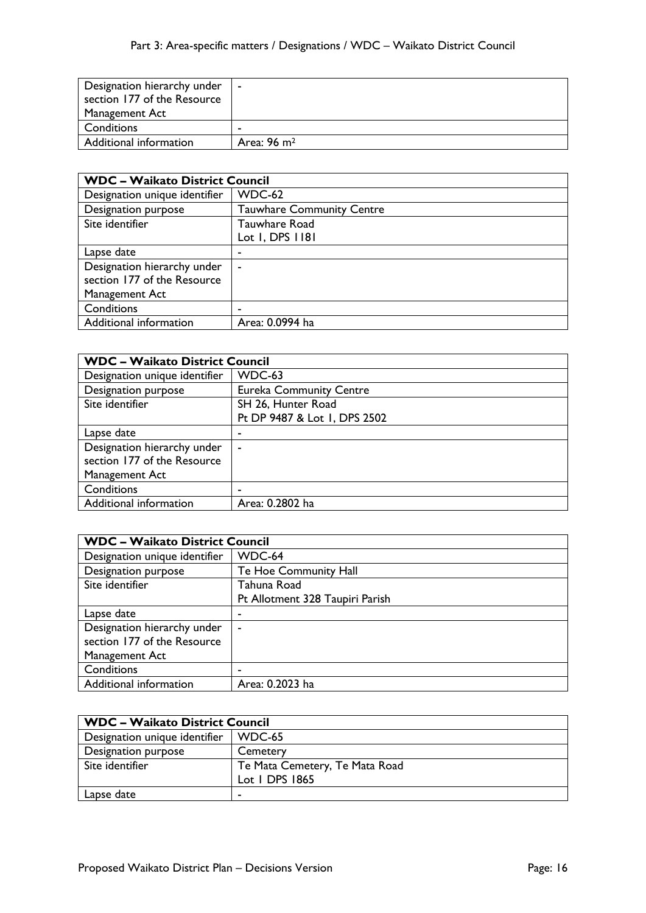| | |
|---|---|
| Designation hierarchy under section 177 of the Resource Management Act | - |
| Conditions | - |
| Additional information | Area: 96 $m^2$ |

| WDC – Waikato District Council | |
|---|---|
| Designation unique identifier | WDC-62 |
| Designation purpose | Tauwhare Community Centre |
| Site identifier | Tauwhare Road<br>Lot 1, DPS 1181 |
| Lapse date | - |
| Designation hierarchy under section 177 of the Resource Management Act | - |
| Conditions | - |
| Additional information | Area: 0.0994 ha |

| WDC – Waikato District Council | |
|---|---|
| Designation unique identifier | WDC-63 |
| Designation purpose | Eureka Community Centre |
| Site identifier | SH 26, Hunter Road<br>Pt DP 9487 & Lot 1, DPS 2502 |
| Lapse date | - |
| Designation hierarchy under section 177 of the Resource Management Act | - |
| Conditions | - |
| Additional information | Area: 0.2802 ha |

| WDC – Waikato District Council | |
|---|---|
| Designation unique identifier | WDC-64 |
| Designation purpose | Te Hoe Community Hall |
| Site identifier | Tahuna Road<br>Pt Allotment 328 Taupiri Parish |
| Lapse date | - |
| Designation hierarchy under section 177 of the Resource Management Act | - |
| Conditions | - |
| Additional information | Area: 0.2023 ha |

| WDC – Waikato District Council | |
|---|---|
| Designation unique identifier | WDC-65 |
| Designation purpose | Cemetery |
| Site identifier | Te Mata Cemetery, Te Mata Road<br>Lot 1 DPS 1865 |
| Lapse date | - |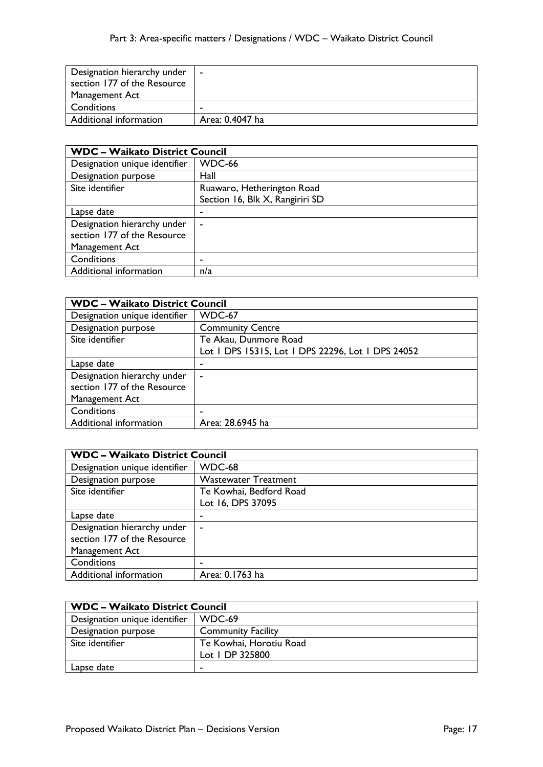| Designation hierarchy under section 177 of the Resource Management Act | - |
|---|---|
| Conditions | - |
| Additional information | Area: 0.4047 ha |

| **WDC – Waikato District Council** | |
|---|---|
| Designation unique identifier | WDC-66 |
| Designation purpose | Hall |
| Site identifier | Ruawaro, Hetherington Road<br>Section 16, Blk X, Rangiriri SD |
| Lapse date | - |
| Designation hierarchy under section 177 of the Resource Management Act | - |
| Conditions | - |
| Additional information | n/a |

| **WDC – Waikato District Council** | |
|---|---|
| Designation unique identifier | WDC-67 |
| Designation purpose | Community Centre |
| Site identifier | Te Akau, Dunmore Road<br>Lot 1 DPS 15315, Lot 1 DPS 22296, Lot 1 DPS 24052 |
| Lapse date | - |
| Designation hierarchy under section 177 of the Resource Management Act | - |
| Conditions | - |
| Additional information | Area: 28.6945 ha |

| **WDC – Waikato District Council** | |
|---|---|
| Designation unique identifier | WDC-68 |
| Designation purpose | Wastewater Treatment |
| Site identifier | Te Kowhai, Bedford Road<br>Lot 16, DPS 37095 |
| Lapse date | - |
| Designation hierarchy under section 177 of the Resource Management Act | - |
| Conditions | - |
| Additional information | Area: 0.1763 ha |

| **WDC – Waikato District Council** | |
|---|---|
| Designation unique identifier | WDC-69 |
| Designation purpose | Community Facility |
| Site identifier | Te Kowhai, Horotiu Road<br>Lot 1 DP 325800 |
| Lapse date | - |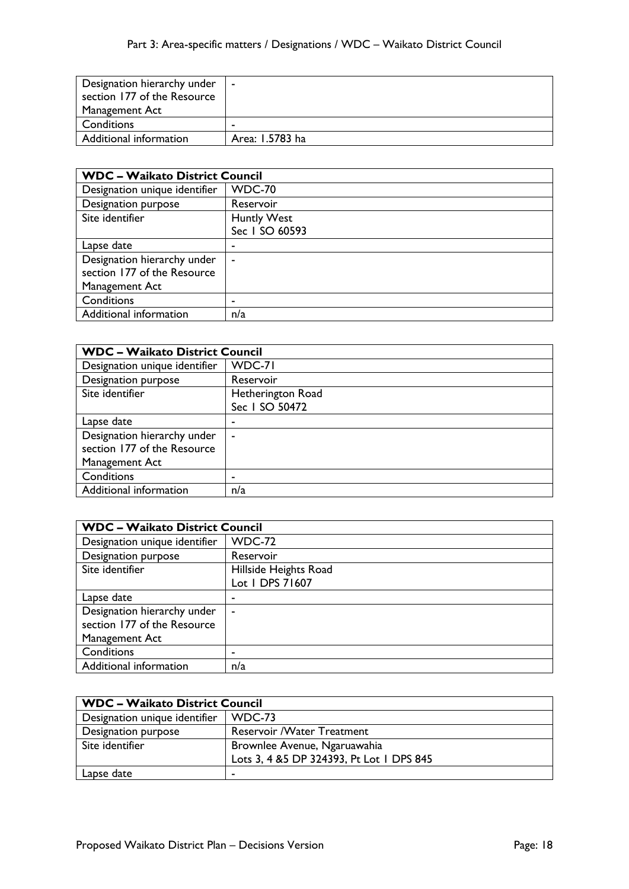| | |
|---|---|
| Designation hierarchy under section 177 of the Resource Management Act | - |
| Conditions | - |
| Additional information | Area: 1.5783 ha |

| **WDC – Waikato District Council** | |
|---|---|
| Designation unique identifier | WDC-70 |
| Designation purpose | Reservoir |
| Site identifier | Huntly West<br>Sec 1 SO 60593 |
| Lapse date | - |
| Designation hierarchy under section 177 of the Resource Management Act | - |
| Conditions | - |
| Additional information | n/a |

| **WDC – Waikato District Council** | |
|---|---|
| Designation unique identifier | WDC-71 |
| Designation purpose | Reservoir |
| Site identifier | Hetherington Road<br>Sec 1 SO 50472 |
| Lapse date | - |
| Designation hierarchy under section 177 of the Resource Management Act | - |
| Conditions | - |
| Additional information | n/a |

| **WDC – Waikato District Council** | |
|---|---|
| Designation unique identifier | WDC-72 |
| Designation purpose | Reservoir |
| Site identifier | Hillside Heights Road<br>Lot 1 DPS 71607 |
| Lapse date | - |
| Designation hierarchy under section 177 of the Resource Management Act | - |
| Conditions | - |
| Additional information | n/a |

| **WDC – Waikato District Council** | |
|---|---|
| Designation unique identifier | WDC-73 |
| Designation purpose | Reservoir /Water Treatment |
| Site identifier | Brownlee Avenue, Ngaruawahia<br>Lots 3, 4 &5 DP 324393, Pt Lot 1 DPS 845 |
| Lapse date | - |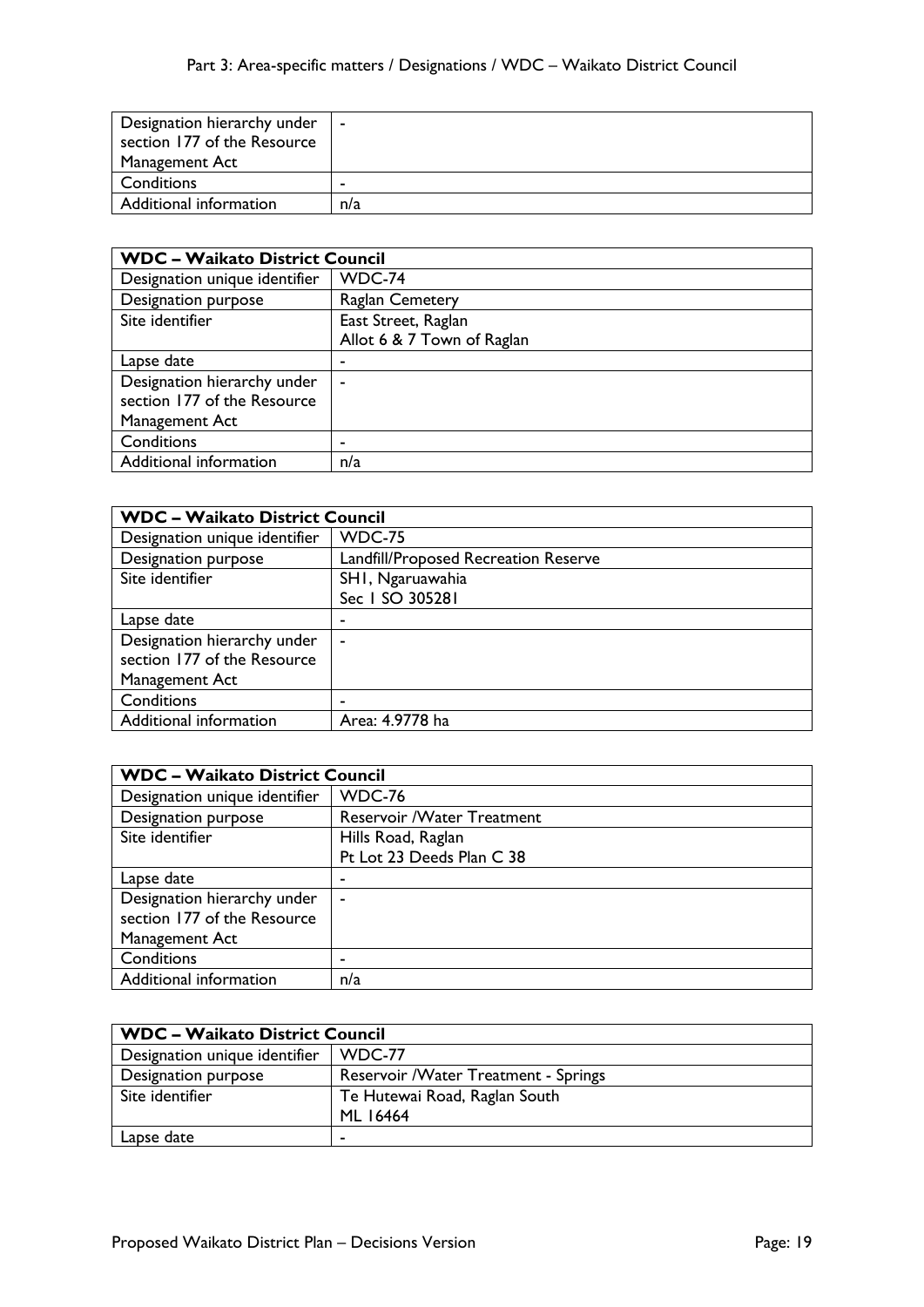| | |
|---|---|
| Designation hierarchy under section 177 of the Resource Management Act | - |
| Conditions | - |
| Additional information | n/a |

| **WDC – Waikato District Council** | |
|---|---|
| Designation unique identifier | WDC-74 |
| Designation purpose | Raglan Cemetery |
| Site identifier | East Street, Raglan<br>Allot 6 & 7 Town of Raglan |
| Lapse date | - |
| Designation hierarchy under section 177 of the Resource Management Act | - |
| Conditions | - |
| Additional information | n/a |

| **WDC – Waikato District Council** | |
|---|---|
| Designation unique identifier | WDC-75 |
| Designation purpose | Landfill/Proposed Recreation Reserve |
| Site identifier | SH1, Ngaruawahia<br>Sec 1 SO 305281 |
| Lapse date | - |
| Designation hierarchy under section 177 of the Resource Management Act | - |
| Conditions | - |
| Additional information | Area: 4.9778 ha |

| **WDC – Waikato District Council** | |
|---|---|
| Designation unique identifier | WDC-76 |
| Designation purpose | Reservoir /Water Treatment |
| Site identifier | Hills Road, Raglan<br>Pt Lot 23 Deeds Plan C 38 |
| Lapse date | - |
| Designation hierarchy under section 177 of the Resource Management Act | - |
| Conditions | - |
| Additional information | n/a |

| **WDC – Waikato District Council** | |
|---|---|
| Designation unique identifier | WDC-77 |
| Designation purpose | Reservoir /Water Treatment - Springs |
| Site identifier | Te Hutewai Road, Raglan South<br>ML 16464 |
| Lapse date | - |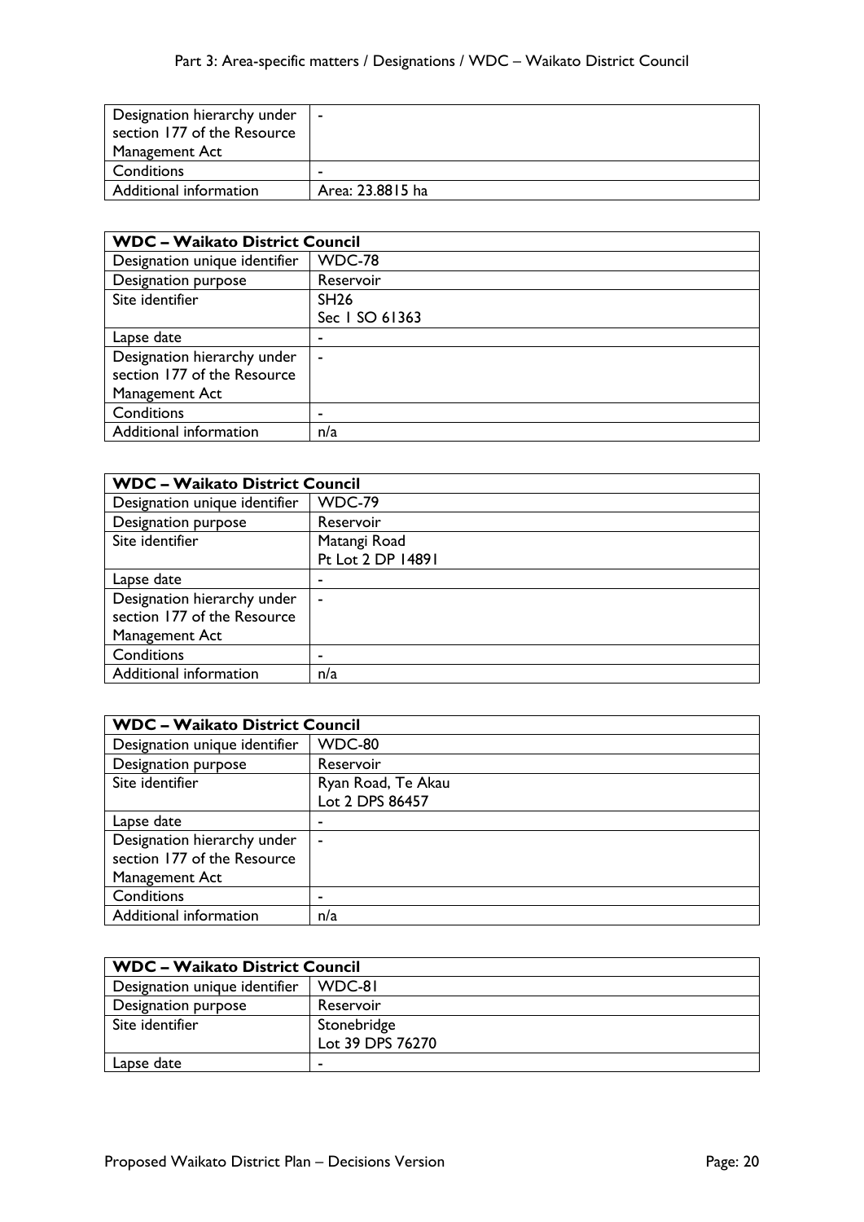| | |
|---|---|
| Designation hierarchy under section 177 of the Resource Management Act | - |
| Conditions | - |
| Additional information | Area: 23.8815 ha |

| WDC – Waikato District Council | |
|---|---|
| Designation unique identifier | WDC-78 |
| Designation purpose | Reservoir |
| Site identifier | SH26<br>Sec 1 SO 61363 |
| Lapse date | - |
| Designation hierarchy under section 177 of the Resource Management Act | - |
| Conditions | - |
| Additional information | n/a |

| WDC – Waikato District Council | |
|---|---|
| Designation unique identifier | WDC-79 |
| Designation purpose | Reservoir |
| Site identifier | Matangi Road<br>Pt Lot 2 DP 14891 |
| Lapse date | - |
| Designation hierarchy under section 177 of the Resource Management Act | - |
| Conditions | - |
| Additional information | n/a |

| WDC – Waikato District Council | |
|---|---|
| Designation unique identifier | WDC-80 |
| Designation purpose | Reservoir |
| Site identifier | Ryan Road, Te Akau<br>Lot 2 DPS 86457 |
| Lapse date | - |
| Designation hierarchy under section 177 of the Resource Management Act | - |
| Conditions | - |
| Additional information | n/a |

| WDC – Waikato District Council | |
|---|---|
| Designation unique identifier | WDC-81 |
| Designation purpose | Reservoir |
| Site identifier | Stonebridge<br>Lot 39 DPS 76270 |
| Lapse date | - |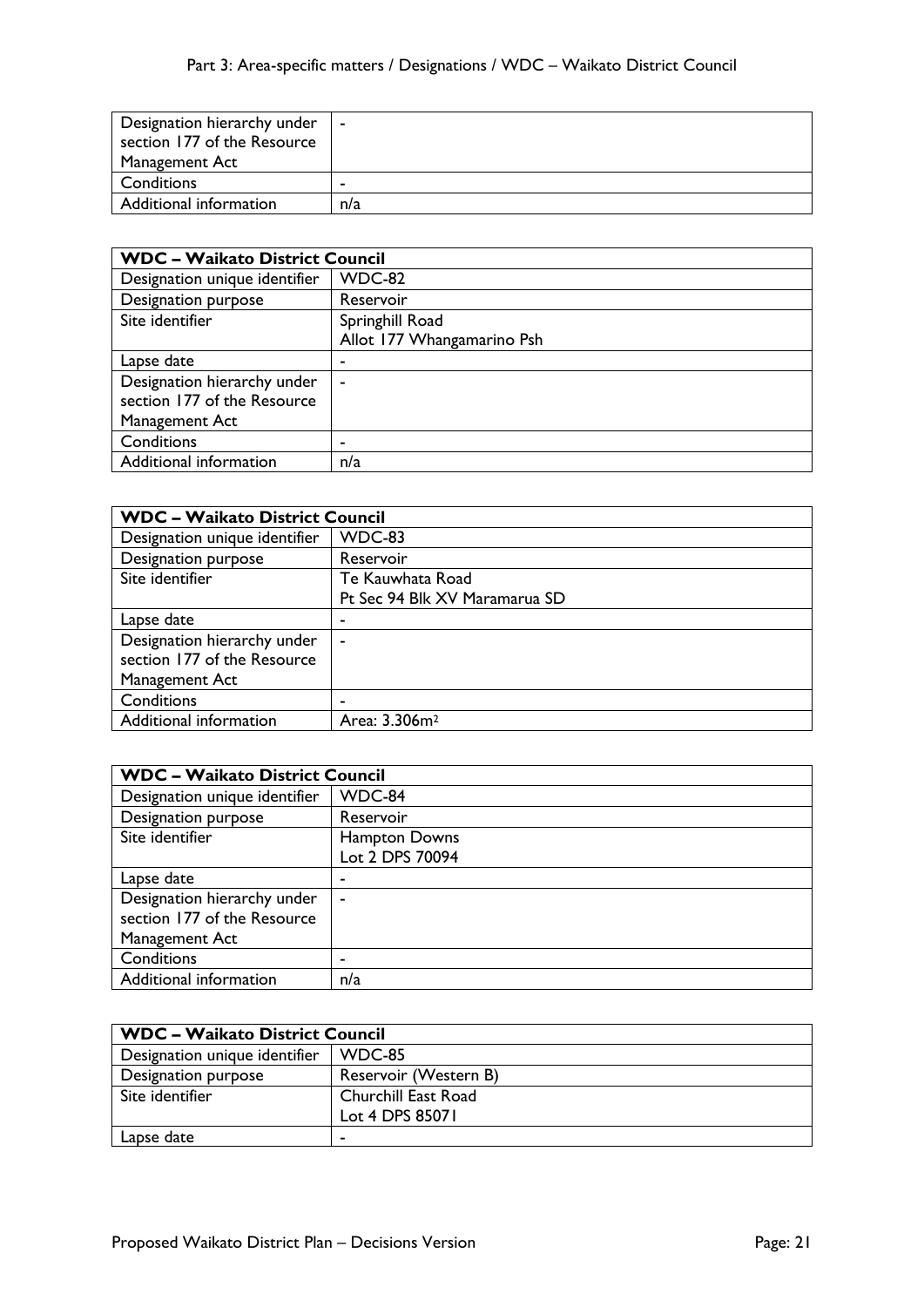| | |
|---|---|
| Designation hierarchy under section 177 of the Resource Management Act | - |
| Conditions | - |
| Additional information | n/a |

| **WDC – Waikato District Council** | |
|---|---|
| Designation unique identifier | WDC-82 |
| Designation purpose | Reservoir |
| Site identifier | Springhill Road<br>Allot 177 Whangamarino Psh |
| Lapse date | - |
| Designation hierarchy under section 177 of the Resource Management Act | - |
| Conditions | - |
| Additional information | n/a |

| **WDC – Waikato District Council** | |
|---|---|
| Designation unique identifier | WDC-83 |
| Designation purpose | Reservoir |
| Site identifier | Te Kauwhata Road<br>Pt Sec 94 Blk XV Maramarua SD |
| Lapse date | - |
| Designation hierarchy under section 177 of the Resource Management Act | - |
| Conditions | - |
| Additional information | Area: 3.306m$^2$ |

| **WDC – Waikato District Council** | |
|---|---|
| Designation unique identifier | WDC-84 |
| Designation purpose | Reservoir |
| Site identifier | Hampton Downs<br>Lot 2 DPS 70094 |
| Lapse date | - |
| Designation hierarchy under section 177 of the Resource Management Act | - |
| Conditions | - |
| Additional information | n/a |

| **WDC – Waikato District Council** | |
|---|---|
| Designation unique identifier | WDC-85 |
| Designation purpose | Reservoir (Western B) |
| Site identifier | Churchill East Road<br>Lot 4 DPS 85071 |
| Lapse date | - |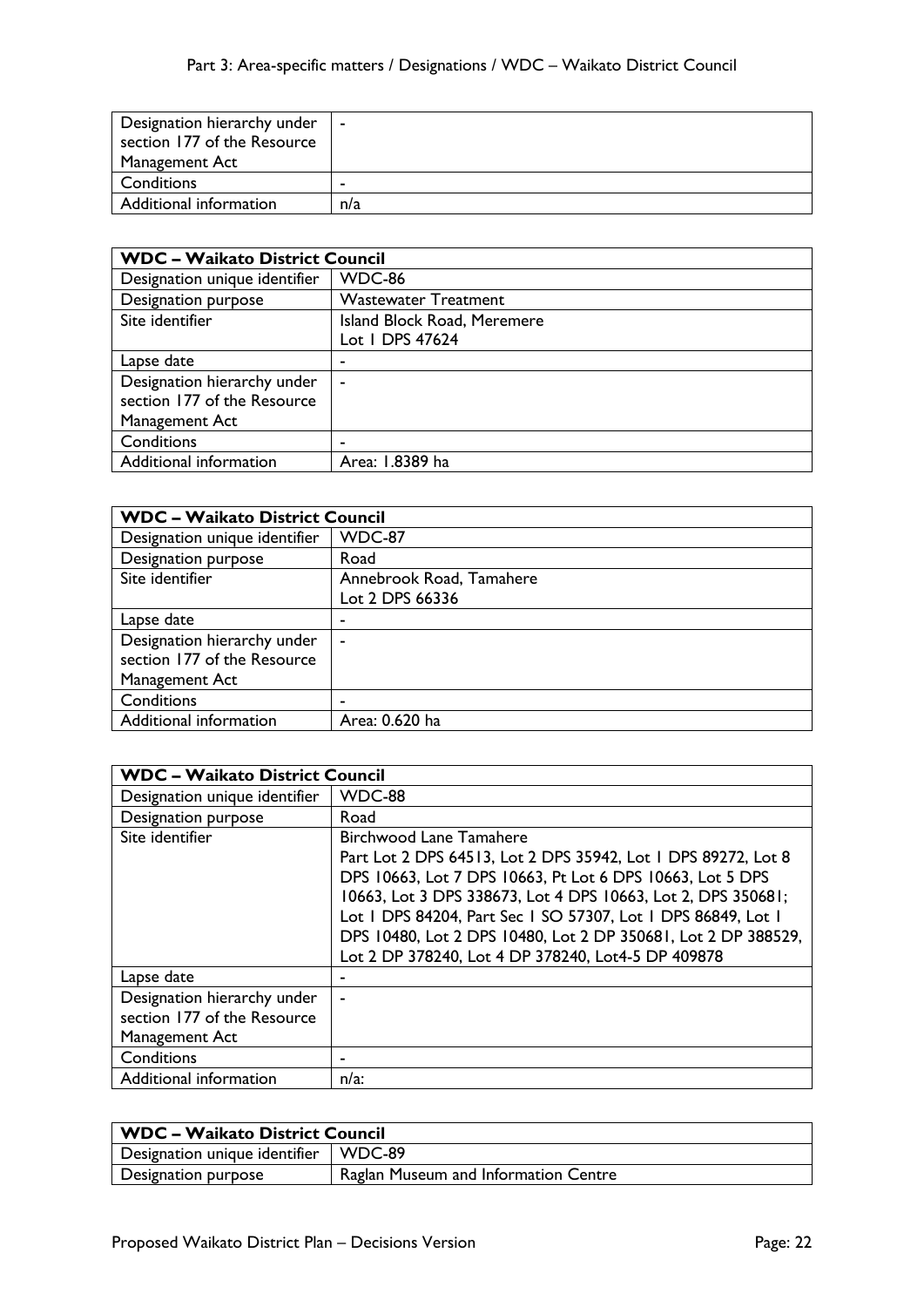| Designation hierarchy under section 177 of the Resource Management Act | - |
|---|---|
| Conditions | - |
| Additional information | n/a |

| WDC – Waikato District Council | |
|---|---|
| Designation unique identifier | WDC-86 |
| Designation purpose | Wastewater Treatment |
| Site identifier | Island Block Road, Meremere<br>Lot 1 DPS 47624 |
| Lapse date | - |
| Designation hierarchy under section 177 of the Resource Management Act | - |
| Conditions | - |
| Additional information | Area: 1.8389 ha |

| WDC – Waikato District Council | |
|---|---|
| Designation unique identifier | WDC-87 |
| Designation purpose | Road |
| Site identifier | Annebrook Road, Tamahere<br>Lot 2 DPS 66336 |
| Lapse date | - |
| Designation hierarchy under section 177 of the Resource Management Act | - |
| Conditions | - |
| Additional information | Area: 0.620 ha |

| WDC – Waikato District Council | |
|---|---|
| Designation unique identifier | WDC-88 |
| Designation purpose | Road |
| Site identifier | Birchwood Lane Tamahere<br>Part Lot 2 DPS 64513, Lot 2 DPS 35942, Lot 1 DPS 89272, Lot 8 DPS 10663, Lot 7 DPS 10663, Pt Lot 6 DPS 10663, Lot 5 DPS 10663, Lot 3 DPS 338673, Lot 4 DPS 10663, Lot 2, DPS 350681; Lot 1 DPS 84204, Part Sec 1 SO 57307, Lot 1 DPS 86849, Lot 1 DPS 10480, Lot 2 DPS 10480, Lot 2 DP 350681, Lot 2 DP 388529, Lot 2 DP 378240, Lot 4 DP 378240, Lot4-5 DP 409878 |
| Lapse date | - |
| Designation hierarchy under section 177 of the Resource Management Act | - |
| Conditions | - |
| Additional information | n/a: |

| WDC – Waikato District Council | |
|---|---|
| Designation unique identifier | WDC-89 |
| Designation purpose | Raglan Museum and Information Centre |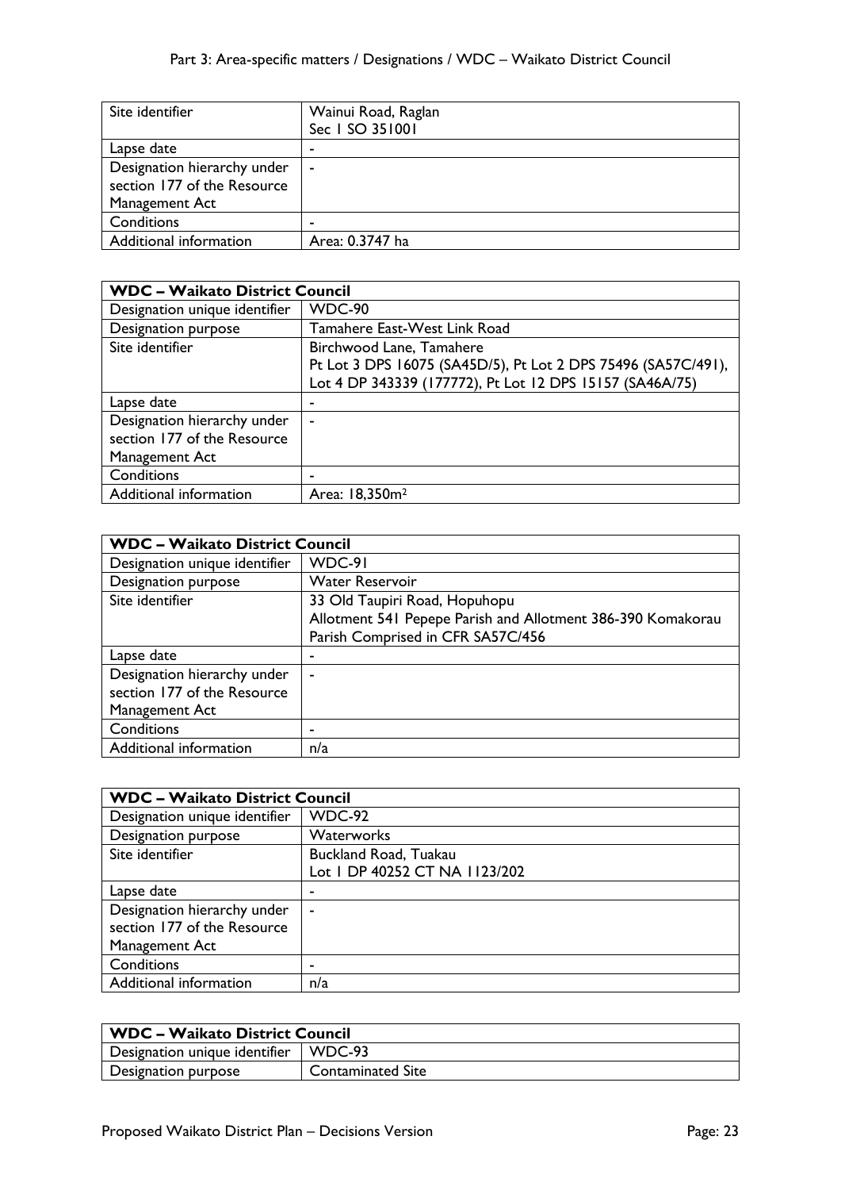| Site identifier | Wainui Road, Raglan<br>Sec 1 SO 351001 |
|---|---|
| Lapse date | - |
| Designation hierarchy under section 177 of the Resource Management Act | - |
| Conditions | - |
| Additional information | Area: 0.3747 ha |

| **WDC – Waikato District Council** | |
|---|---|
| Designation unique identifier | WDC-90 |
| Designation purpose | Tamahere East-West Link Road |
| Site identifier | Birchwood Lane, Tamahere<br>Pt Lot 3 DPS 16075 (SA45D/5), Pt Lot 2 DPS 75496 (SA57C/491), Lot 4 DP 343339 (177772), Pt Lot 12 DPS 15157 (SA46A/75) |
| Lapse date | - |
| Designation hierarchy under section 177 of the Resource Management Act | - |
| Conditions | - |
| Additional information | Area: 18,350m$^2$ |

| **WDC – Waikato District Council** | |
|---|---|
| Designation unique identifier | WDC-91 |
| Designation purpose | Water Reservoir |
| Site identifier | 33 Old Taupiri Road, Hopuhopu<br>Allotment 541 Pepepe Parish and Allotment 386-390 Komakorau Parish Comprised in CFR SA57C/456 |
| Lapse date | - |
| Designation hierarchy under section 177 of the Resource Management Act | - |
| Conditions | - |
| Additional information | n/a |

| **WDC – Waikato District Council** | |
|---|---|
| Designation unique identifier | WDC-92 |
| Designation purpose | Waterworks |
| Site identifier | Buckland Road, Tuakau<br>Lot 1 DP 40252 CT NA 1123/202 |
| Lapse date | - |
| Designation hierarchy under section 177 of the Resource Management Act | - |
| Conditions | - |
| Additional information | n/a |

| **WDC – Waikato District Council** | |
|---|---|
| Designation unique identifier | WDC-93 |
| Designation purpose | Contaminated Site |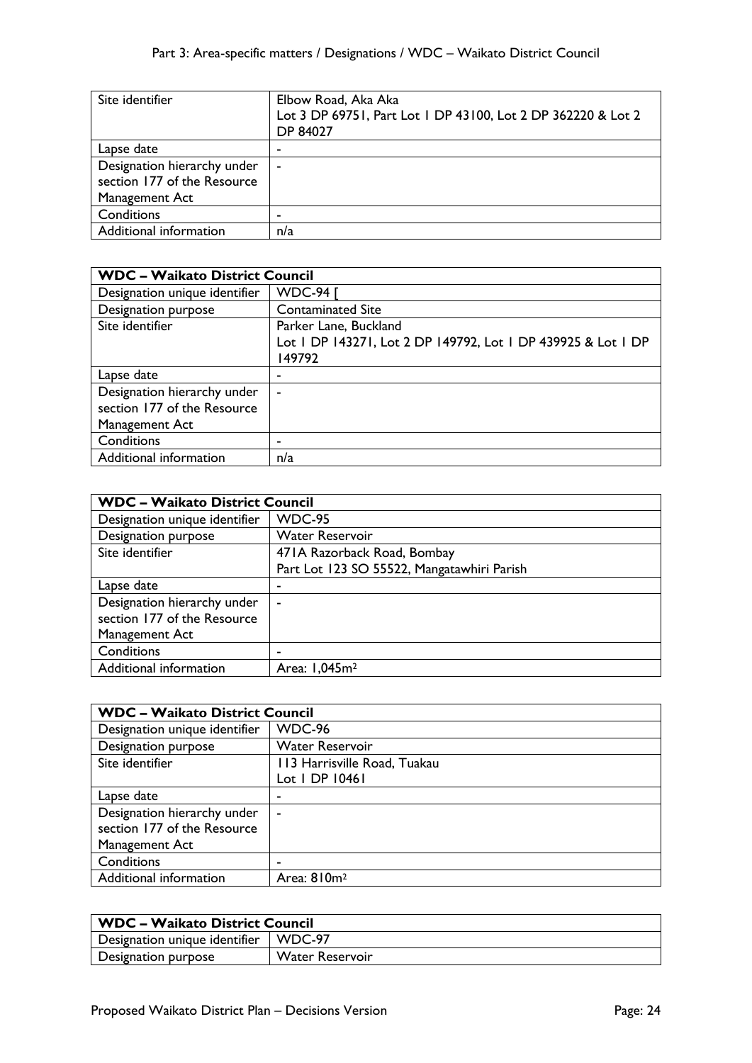| | |
|---|---|
| Site identifier | Elbow Road, Aka Aka<br>Lot 3 DP 69751, Part Lot 1 DP 43100, Lot 2 DP 362220 & Lot 2 DP 84027 |
| Lapse date | - |
| Designation hierarchy under section 177 of the Resource Management Act | - |
| Conditions | - |
| Additional information | n/a |

| **WDC – Waikato District Council** | |
|---|---|
| Designation unique identifier | WDC-94 [ |
| Designation purpose | Contaminated Site |
| Site identifier | Parker Lane, Buckland<br>Lot 1 DP 143271, Lot 2 DP 149792, Lot 1 DP 439925 & Lot 1 DP 149792 |
| Lapse date | - |
| Designation hierarchy under section 177 of the Resource Management Act | - |
| Conditions | - |
| Additional information | n/a |

| **WDC – Waikato District Council** | |
|---|---|
| Designation unique identifier | WDC-95 |
| Designation purpose | Water Reservoir |
| Site identifier | 471A Razorback Road, Bombay<br>Part Lot 123 SO 55522, Mangatawhiri Parish |
| Lapse date | - |
| Designation hierarchy under section 177 of the Resource Management Act | - |
| Conditions | - |
| Additional information | Area: 1,045m² |

| **WDC – Waikato District Council** | |
|---|---|
| Designation unique identifier | WDC-96 |
| Designation purpose | Water Reservoir |
| Site identifier | 113 Harrisville Road, Tuakau<br>Lot 1 DP 10461 |
| Lapse date | - |
| Designation hierarchy under section 177 of the Resource Management Act | - |
| Conditions | - |
| Additional information | Area: 810m² |

| **WDC – Waikato District Council** | |
|---|---|
| Designation unique identifier | WDC-97 |
| Designation purpose | Water Reservoir |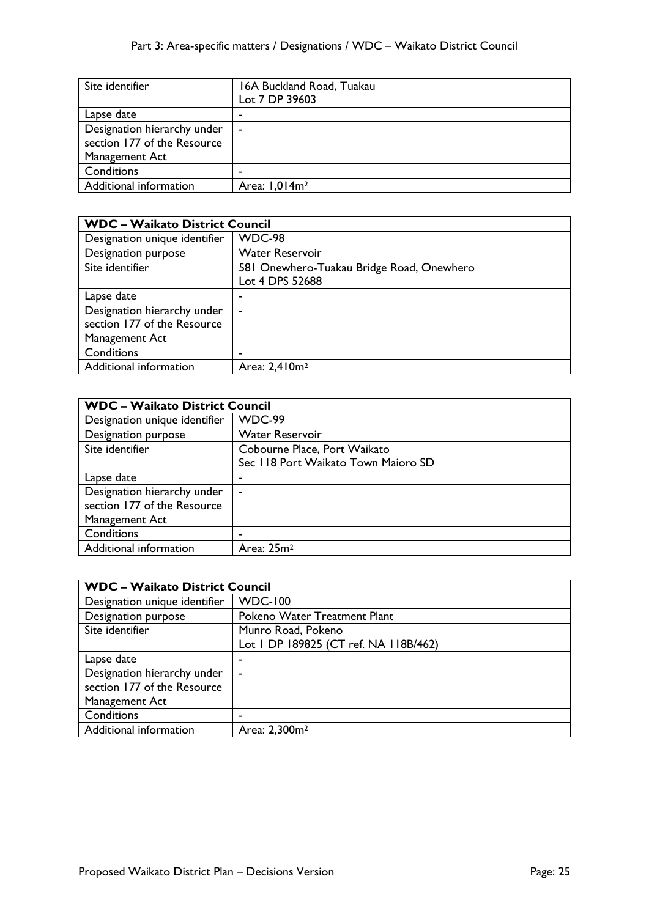| | |
|---|---|
| Site identifier | 16A Buckland Road, Tuakau<br>Lot 7 DP 39603 |
| Lapse date | - |
| Designation hierarchy under section 177 of the Resource Management Act | - |
| Conditions | - |
| Additional information | Area: 1,014m² |

| **WDC – Waikato District Council** | |
|---|---|
| Designation unique identifier | WDC-98 |
| Designation purpose | Water Reservoir |
| Site identifier | 581 Onewhero-Tuakau Bridge Road, Onewhero<br>Lot 4 DPS 52688 |
| Lapse date | - |
| Designation hierarchy under section 177 of the Resource Management Act | - |
| Conditions | - |
| Additional information | Area: 2,410m² |

| **WDC – Waikato District Council** | |
|---|---|
| Designation unique identifier | WDC-99 |
| Designation purpose | Water Reservoir |
| Site identifier | Cobourne Place, Port Waikato<br>Sec 118 Port Waikato Town Maioro SD |
| Lapse date | - |
| Designation hierarchy under section 177 of the Resource Management Act | - |
| Conditions | - |
| Additional information | Area: 25m² |

| **WDC – Waikato District Council** | |
|---|---|
| Designation unique identifier | WDC-100 |
| Designation purpose | Pokeno Water Treatment Plant |
| Site identifier | Munro Road, Pokeno<br>Lot 1 DP 189825 (CT ref. NA 118B/462) |
| Lapse date | - |
| Designation hierarchy under section 177 of the Resource Management Act | - |
| Conditions | - |
| Additional information | Area: 2,300m² |